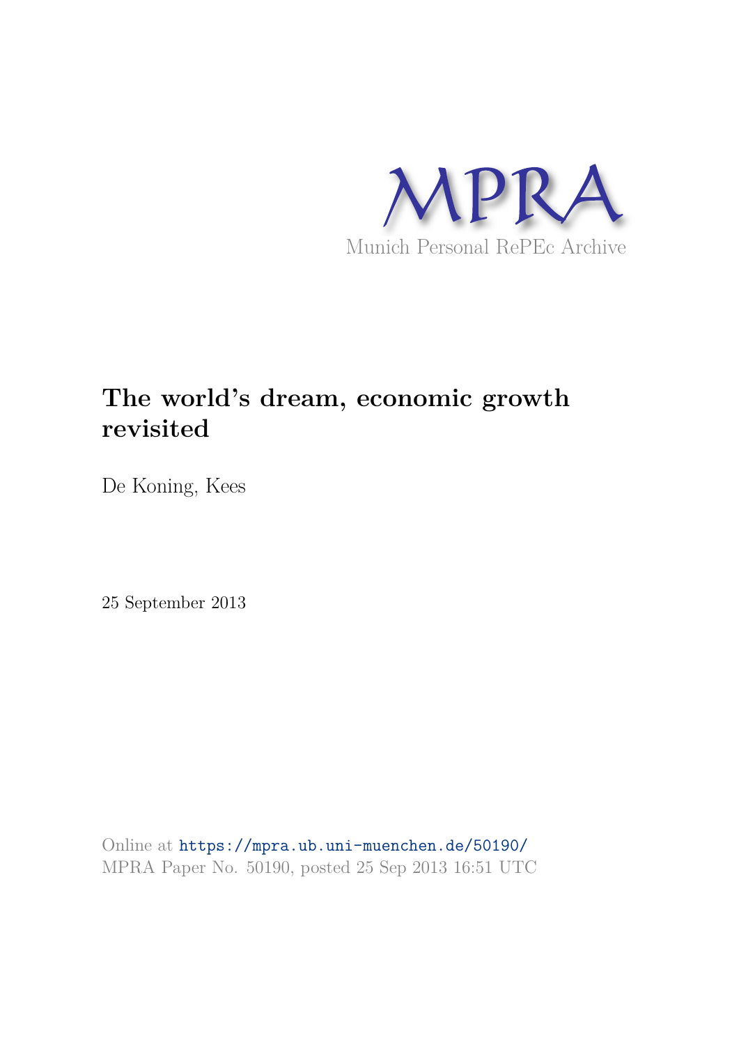MPRA

Munich Personal RePEc Archive

# The world's dream, economic growth revisited

De Koning, Kees

25 September 2013

Online at https://mpra.ub.uni-muenchen.de/50190/
MPRA Paper No. 50190, posted 25 Sep 2013 16:51 UTC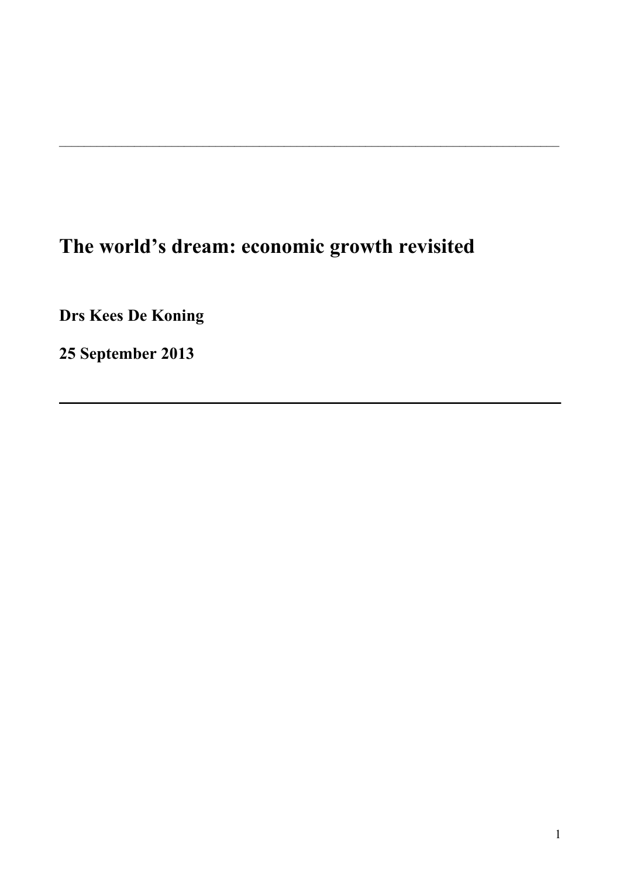# The world's dream: economic growth revisited

**Drs Kees De Koning**

**25 September 2013**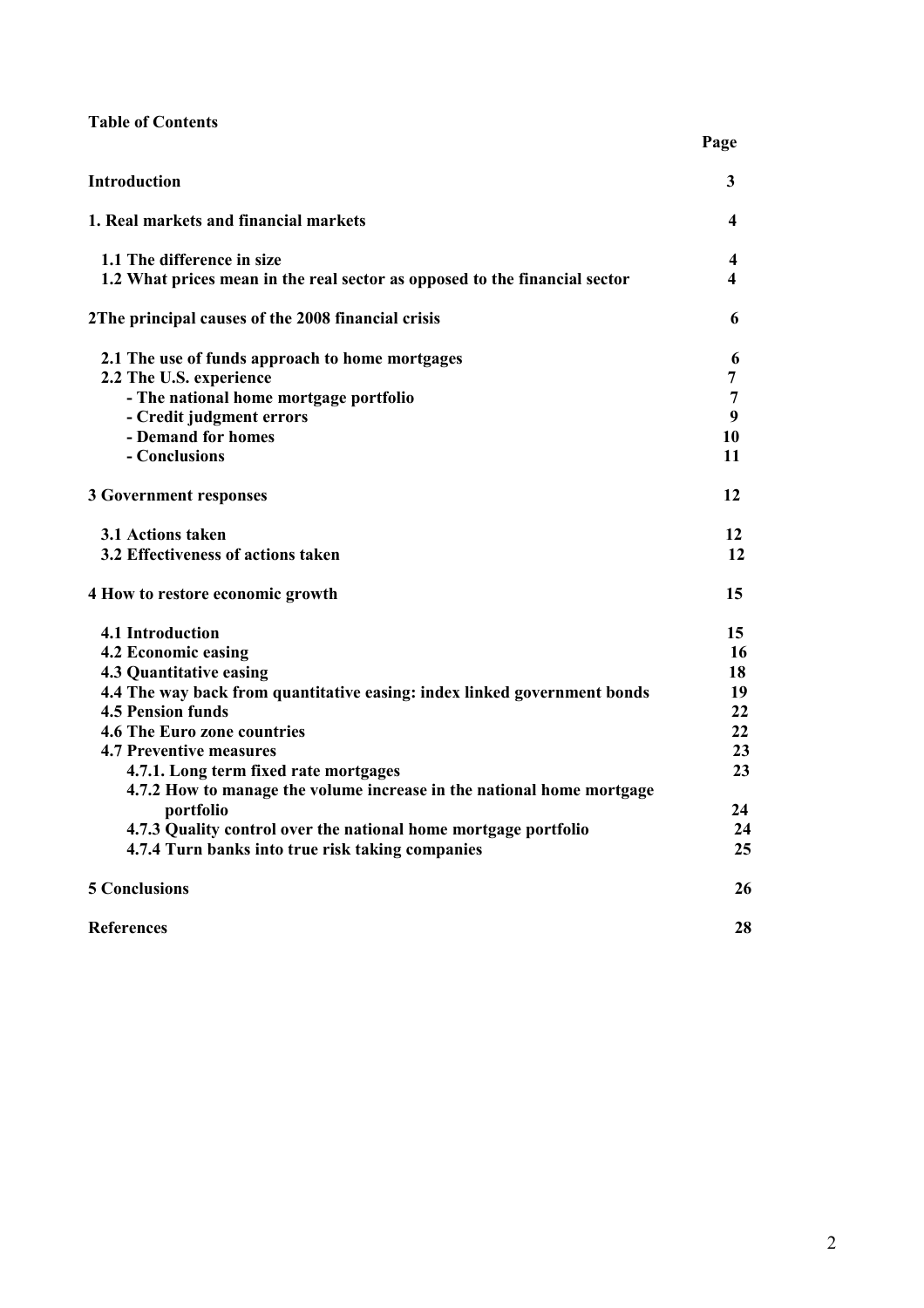**Table of Contents**

| | Page |
|---|---|
| **Introduction** | **3** |
| **1. Real markets and financial markets** | **4** |
| **1.1 The difference in size** | **4** |
| **1.2 What prices mean in the real sector as opposed to the financial sector** | **4** |
| **2The principal causes of the 2008 financial crisis** | **6** |
| **2.1 The use of funds approach to home mortgages** | **6** |
| **2.2 The U.S. experience** | **7** |
| **- The national home mortgage portfolio** | **7** |
| **- Credit judgment errors** | **9** |
| **- Demand for homes** | **10** |
| **- Conclusions** | **11** |
| **3 Government responses** | **12** |
| **3.1 Actions taken** | **12** |
| **3.2 Effectiveness of actions taken** | **12** |
| **4 How to restore economic growth** | **15** |
| **4.1 Introduction** | **15** |
| **4.2 Economic easing** | **16** |
| **4.3 Quantitative easing** | **18** |
| **4.4 The way back from quantitative easing: index linked government bonds** | **19** |
| **4.5 Pension funds** | **22** |
| **4.6 The Euro zone countries** | **22** |
| **4.7 Preventive measures** | **23** |
| **4.7.1. Long term fixed rate mortgages** | **23** |
| **4.7.2 How to manage the volume increase in the national home mortgage portfolio** | **24** |
| **4.7.3 Quality control over the national home mortgage portfolio** | **24** |
| **4.7.4 Turn banks into true risk taking companies** | **25** |
| **5 Conclusions** | **26** |
| **References** | **28** |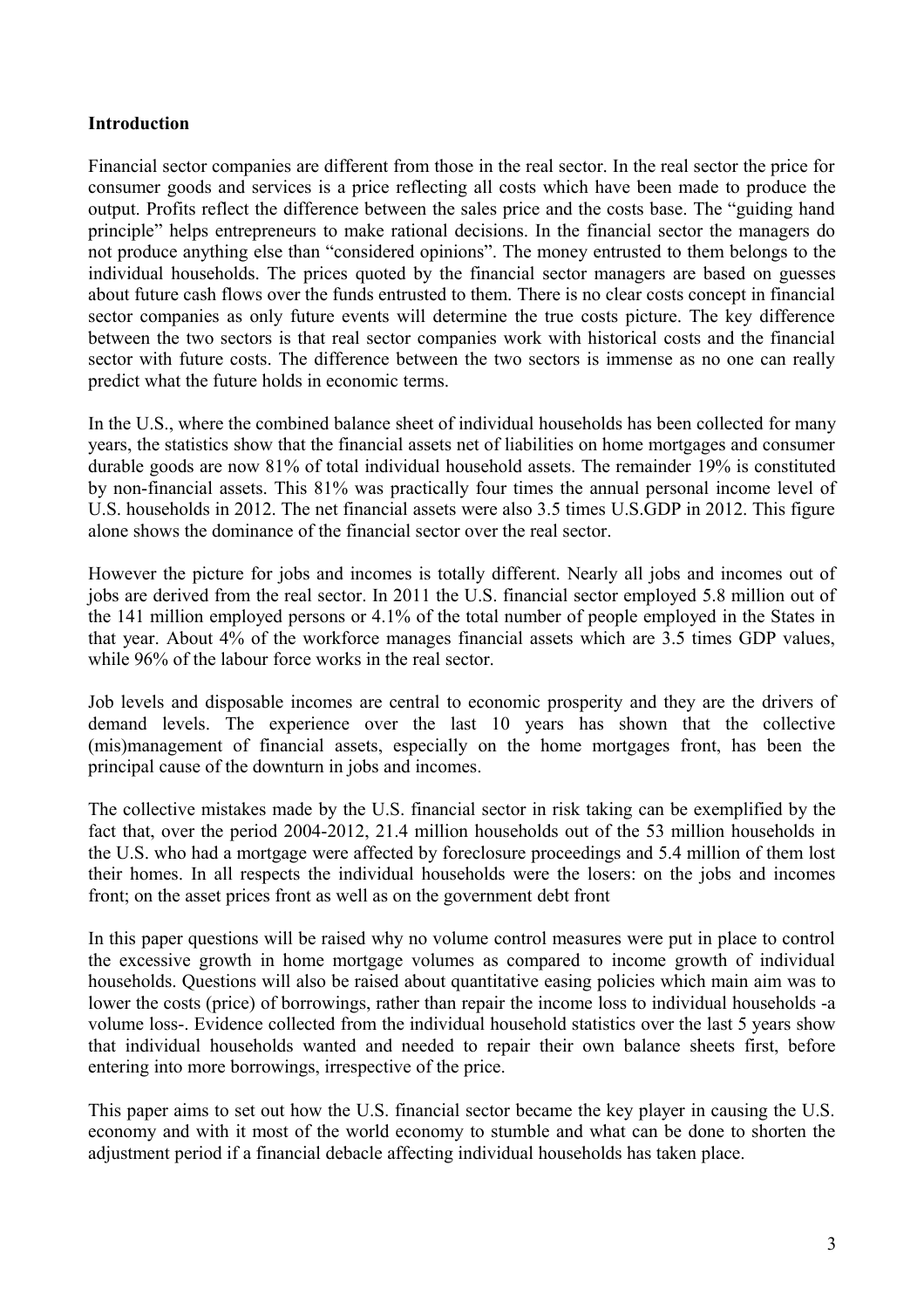## Introduction

Financial sector companies are different from those in the real sector. In the real sector the price for consumer goods and services is a price reflecting all costs which have been made to produce the output. Profits reflect the difference between the sales price and the costs base. The "guiding hand principle" helps entrepreneurs to make rational decisions. In the financial sector the managers do not produce anything else than "considered opinions". The money entrusted to them belongs to the individual households. The prices quoted by the financial sector managers are based on guesses about future cash flows over the funds entrusted to them. There is no clear costs concept in financial sector companies as only future events will determine the true costs picture. The key difference between the two sectors is that real sector companies work with historical costs and the financial sector with future costs. The difference between the two sectors is immense as no one can really predict what the future holds in economic terms.

In the U.S., where the combined balance sheet of individual households has been collected for many years, the statistics show that the financial assets net of liabilities on home mortgages and consumer durable goods are now 81% of total individual household assets. The remainder 19% is constituted by non-financial assets. This 81% was practically four times the annual personal income level of U.S. households in 2012. The net financial assets were also 3.5 times U.S.GDP in 2012. This figure alone shows the dominance of the financial sector over the real sector.

However the picture for jobs and incomes is totally different. Nearly all jobs and incomes out of jobs are derived from the real sector. In 2011 the U.S. financial sector employed 5.8 million out of the 141 million employed persons or 4.1% of the total number of people employed in the States in that year. About 4% of the workforce manages financial assets which are 3.5 times GDP values, while 96% of the labour force works in the real sector.

Job levels and disposable incomes are central to economic prosperity and they are the drivers of demand levels. The experience over the last 10 years has shown that the collective (mis)management of financial assets, especially on the home mortgages front, has been the principal cause of the downturn in jobs and incomes.

The collective mistakes made by the U.S. financial sector in risk taking can be exemplified by the fact that, over the period 2004-2012, 21.4 million households out of the 53 million households in the U.S. who had a mortgage were affected by foreclosure proceedings and 5.4 million of them lost their homes. In all respects the individual households were the losers: on the jobs and incomes front; on the asset prices front as well as on the government debt front

In this paper questions will be raised why no volume control measures were put in place to control the excessive growth in home mortgage volumes as compared to income growth of individual households. Questions will also be raised about quantitative easing policies which main aim was to lower the costs (price) of borrowings, rather than repair the income loss to individual households -a volume loss-. Evidence collected from the individual household statistics over the last 5 years show that individual households wanted and needed to repair their own balance sheets first, before entering into more borrowings, irrespective of the price.

This paper aims to set out how the U.S. financial sector became the key player in causing the U.S. economy and with it most of the world economy to stumble and what can be done to shorten the adjustment period if a financial debacle affecting individual households has taken place.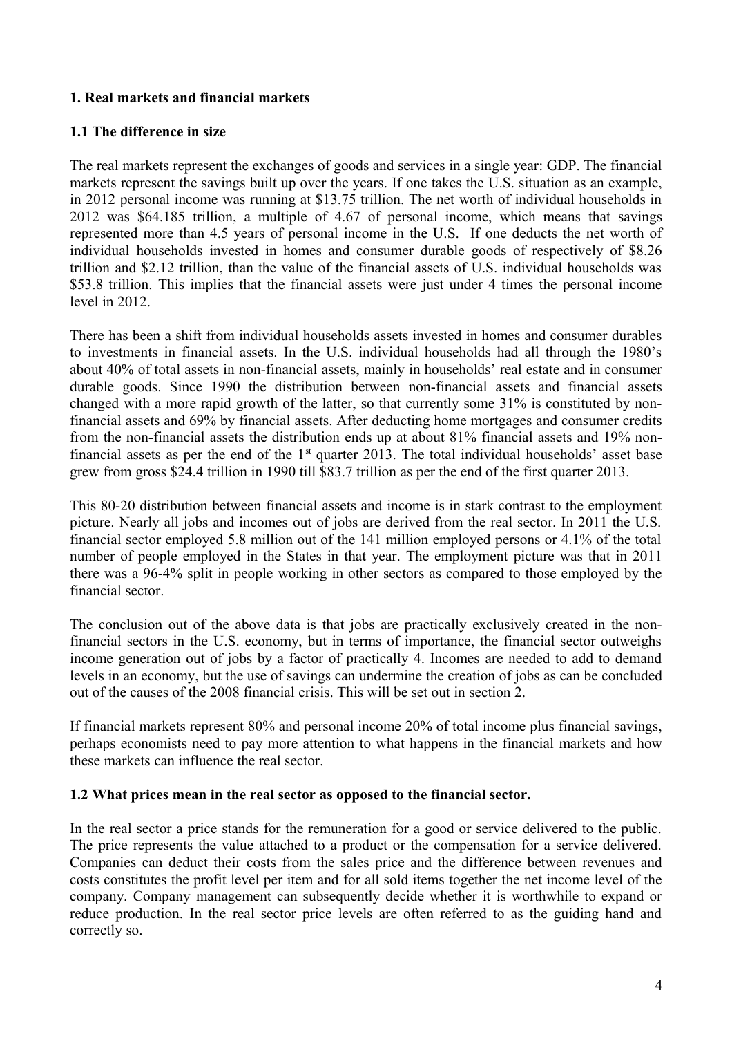## 1. Real markets and financial markets

### 1.1 The difference in size

The real markets represent the exchanges of goods and services in a single year: GDP. The financial markets represent the savings built up over the years. If one takes the U.S. situation as an example, in 2012 personal income was running at \$13.75 trillion. The net worth of individual households in 2012 was \$64.185 trillion, a multiple of 4.67 of personal income, which means that savings represented more than 4.5 years of personal income in the U.S. If one deducts the net worth of individual households invested in homes and consumer durable goods of respectively of \$8.26 trillion and \$2.12 trillion, than the value of the financial assets of U.S. individual households was \$53.8 trillion. This implies that the financial assets were just under 4 times the personal income level in 2012.

There has been a shift from individual households assets invested in homes and consumer durables to investments in financial assets. In the U.S. individual households had all through the 1980's about 40% of total assets in non-financial assets, mainly in households' real estate and in consumer durable goods. Since 1990 the distribution between non-financial assets and financial assets changed with a more rapid growth of the latter, so that currently some 31% is constituted by non-financial assets and 69% by financial assets. After deducting home mortgages and consumer credits from the non-financial assets the distribution ends up at about 81% financial assets and 19% non-financial assets as per the end of the 1st quarter 2013. The total individual households' asset base grew from gross \$24.4 trillion in 1990 till \$83.7 trillion as per the end of the first quarter 2013.

This 80-20 distribution between financial assets and income is in stark contrast to the employment picture. Nearly all jobs and incomes out of jobs are derived from the real sector. In 2011 the U.S. financial sector employed 5.8 million out of the 141 million employed persons or 4.1% of the total number of people employed in the States in that year. The employment picture was that in 2011 there was a 96-4% split in people working in other sectors as compared to those employed by the financial sector.

The conclusion out of the above data is that jobs are practically exclusively created in the non-financial sectors in the U.S. economy, but in terms of importance, the financial sector outweighs income generation out of jobs by a factor of practically 4. Incomes are needed to add to demand levels in an economy, but the use of savings can undermine the creation of jobs as can be concluded out of the causes of the 2008 financial crisis. This will be set out in section 2.

If financial markets represent 80% and personal income 20% of total income plus financial savings, perhaps economists need to pay more attention to what happens in the financial markets and how these markets can influence the real sector.

### 1.2 What prices mean in the real sector as opposed to the financial sector.

In the real sector a price stands for the remuneration for a good or service delivered to the public. The price represents the value attached to a product or the compensation for a service delivered. Companies can deduct their costs from the sales price and the difference between revenues and costs constitutes the profit level per item and for all sold items together the net income level of the company. Company management can subsequently decide whether it is worthwhile to expand or reduce production. In the real sector price levels are often referred to as the guiding hand and correctly so.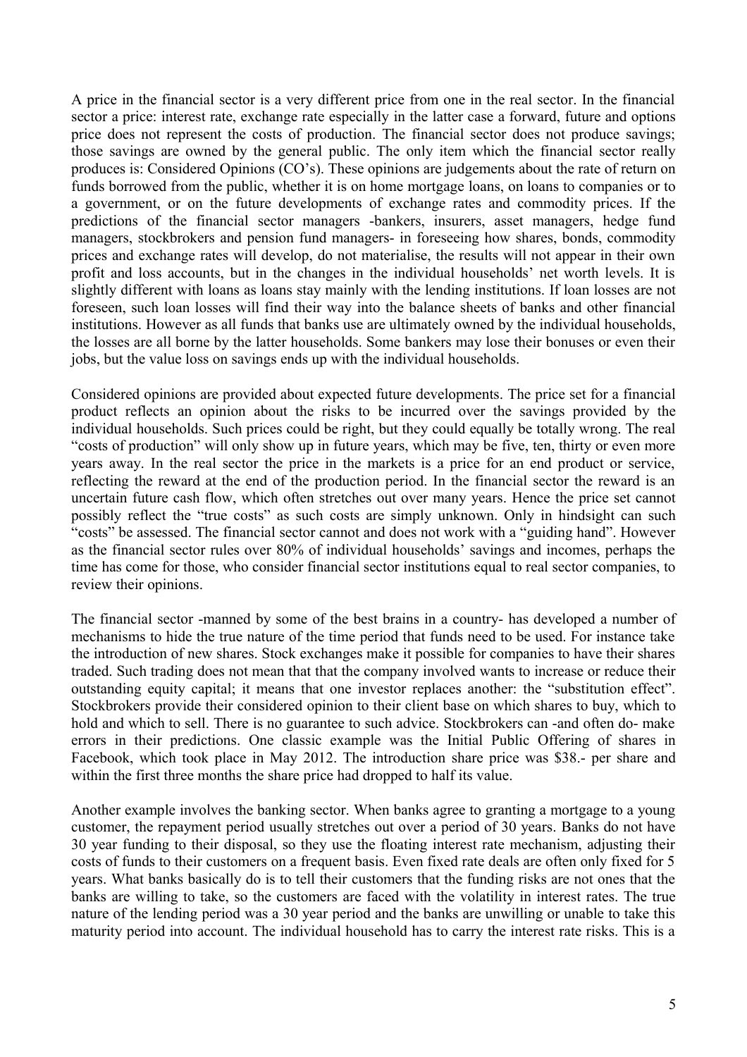A price in the financial sector is a very different price from one in the real sector. In the financial sector a price: interest rate, exchange rate especially in the latter case a forward, future and options price does not represent the costs of production. The financial sector does not produce savings; those savings are owned by the general public. The only item which the financial sector really produces is: Considered Opinions (CO's). These opinions are judgements about the rate of return on funds borrowed from the public, whether it is on home mortgage loans, on loans to companies or to a government, or on the future developments of exchange rates and commodity prices. If the predictions of the financial sector managers -bankers, insurers, asset managers, hedge fund managers, stockbrokers and pension fund managers- in foreseeing how shares, bonds, commodity prices and exchange rates will develop, do not materialise, the results will not appear in their own profit and loss accounts, but in the changes in the individual households' net worth levels. It is slightly different with loans as loans stay mainly with the lending institutions. If loan losses are not foreseen, such loan losses will find their way into the balance sheets of banks and other financial institutions. However as all funds that banks use are ultimately owned by the individual households, the losses are all borne by the latter households. Some bankers may lose their bonuses or even their jobs, but the value loss on savings ends up with the individual households.

Considered opinions are provided about expected future developments. The price set for a financial product reflects an opinion about the risks to be incurred over the savings provided by the individual households. Such prices could be right, but they could equally be totally wrong. The real "costs of production" will only show up in future years, which may be five, ten, thirty or even more years away. In the real sector the price in the markets is a price for an end product or service, reflecting the reward at the end of the production period. In the financial sector the reward is an uncertain future cash flow, which often stretches out over many years. Hence the price set cannot possibly reflect the "true costs" as such costs are simply unknown. Only in hindsight can such "costs" be assessed. The financial sector cannot and does not work with a "guiding hand". However as the financial sector rules over 80% of individual households' savings and incomes, perhaps the time has come for those, who consider financial sector institutions equal to real sector companies, to review their opinions.

The financial sector -manned by some of the best brains in a country- has developed a number of mechanisms to hide the true nature of the time period that funds need to be used. For instance take the introduction of new shares. Stock exchanges make it possible for companies to have their shares traded. Such trading does not mean that that the company involved wants to increase or reduce their outstanding equity capital; it means that one investor replaces another: the "substitution effect". Stockbrokers provide their considered opinion to their client base on which shares to buy, which to hold and which to sell. There is no guarantee to such advice. Stockbrokers can -and often do- make errors in their predictions. One classic example was the Initial Public Offering of shares in Facebook, which took place in May 2012. The introduction share price was $38.- per share and within the first three months the share price had dropped to half its value.

Another example involves the banking sector. When banks agree to granting a mortgage to a young customer, the repayment period usually stretches out over a period of 30 years. Banks do not have 30 year funding to their disposal, so they use the floating interest rate mechanism, adjusting their costs of funds to their customers on a frequent basis. Even fixed rate deals are often only fixed for 5 years. What banks basically do is to tell their customers that the funding risks are not ones that the banks are willing to take, so the customers are faced with the volatility in interest rates. The true nature of the lending period was a 30 year period and the banks are unwilling or unable to take this maturity period into account. The individual household has to carry the interest rate risks. This is a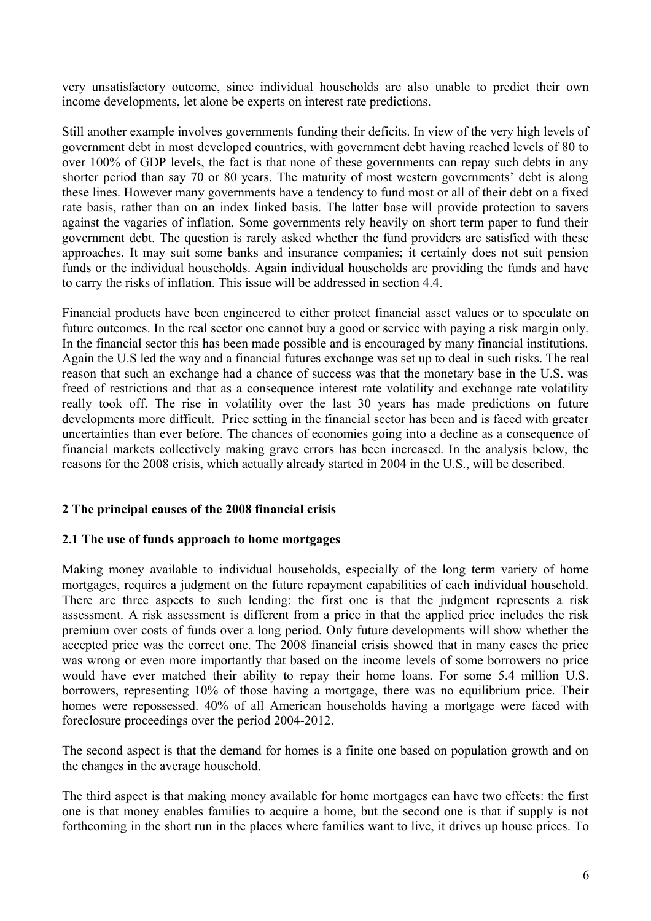very unsatisfactory outcome, since individual households are also unable to predict their own income developments, let alone be experts on interest rate predictions.

Still another example involves governments funding their deficits. In view of the very high levels of government debt in most developed countries, with government debt having reached levels of 80 to over 100% of GDP levels, the fact is that none of these governments can repay such debts in any shorter period than say 70 or 80 years. The maturity of most western governments' debt is along these lines. However many governments have a tendency to fund most or all of their debt on a fixed rate basis, rather than on an index linked basis. The latter base will provide protection to savers against the vagaries of inflation. Some governments rely heavily on short term paper to fund their government debt. The question is rarely asked whether the fund providers are satisfied with these approaches. It may suit some banks and insurance companies; it certainly does not suit pension funds or the individual households. Again individual households are providing the funds and have to carry the risks of inflation. This issue will be addressed in section 4.4.

Financial products have been engineered to either protect financial asset values or to speculate on future outcomes. In the real sector one cannot buy a good or service with paying a risk margin only. In the financial sector this has been made possible and is encouraged by many financial institutions. Again the U.S led the way and a financial futures exchange was set up to deal in such risks. The real reason that such an exchange had a chance of success was that the monetary base in the U.S. was freed of restrictions and that as a consequence interest rate volatility and exchange rate volatility really took off. The rise in volatility over the last 30 years has made predictions on future developments more difficult. Price setting in the financial sector has been and is faced with greater uncertainties than ever before. The chances of economies going into a decline as a consequence of financial markets collectively making grave errors has been increased. In the analysis below, the reasons for the 2008 crisis, which actually already started in 2004 in the U.S., will be described.

## 2 The principal causes of the 2008 financial crisis

### 2.1 The use of funds approach to home mortgages

Making money available to individual households, especially of the long term variety of home mortgages, requires a judgment on the future repayment capabilities of each individual household. There are three aspects to such lending: the first one is that the judgment represents a risk assessment. A risk assessment is different from a price in that the applied price includes the risk premium over costs of funds over a long period. Only future developments will show whether the accepted price was the correct one. The 2008 financial crisis showed that in many cases the price was wrong or even more importantly that based on the income levels of some borrowers no price would have ever matched their ability to repay their home loans. For some 5.4 million U.S. borrowers, representing 10% of those having a mortgage, there was no equilibrium price. Their homes were repossessed. 40% of all American households having a mortgage were faced with foreclosure proceedings over the period 2004-2012.

The second aspect is that the demand for homes is a finite one based on population growth and on the changes in the average household.

The third aspect is that making money available for home mortgages can have two effects: the first one is that money enables families to acquire a home, but the second one is that if supply is not forthcoming in the short run in the places where families want to live, it drives up house prices. To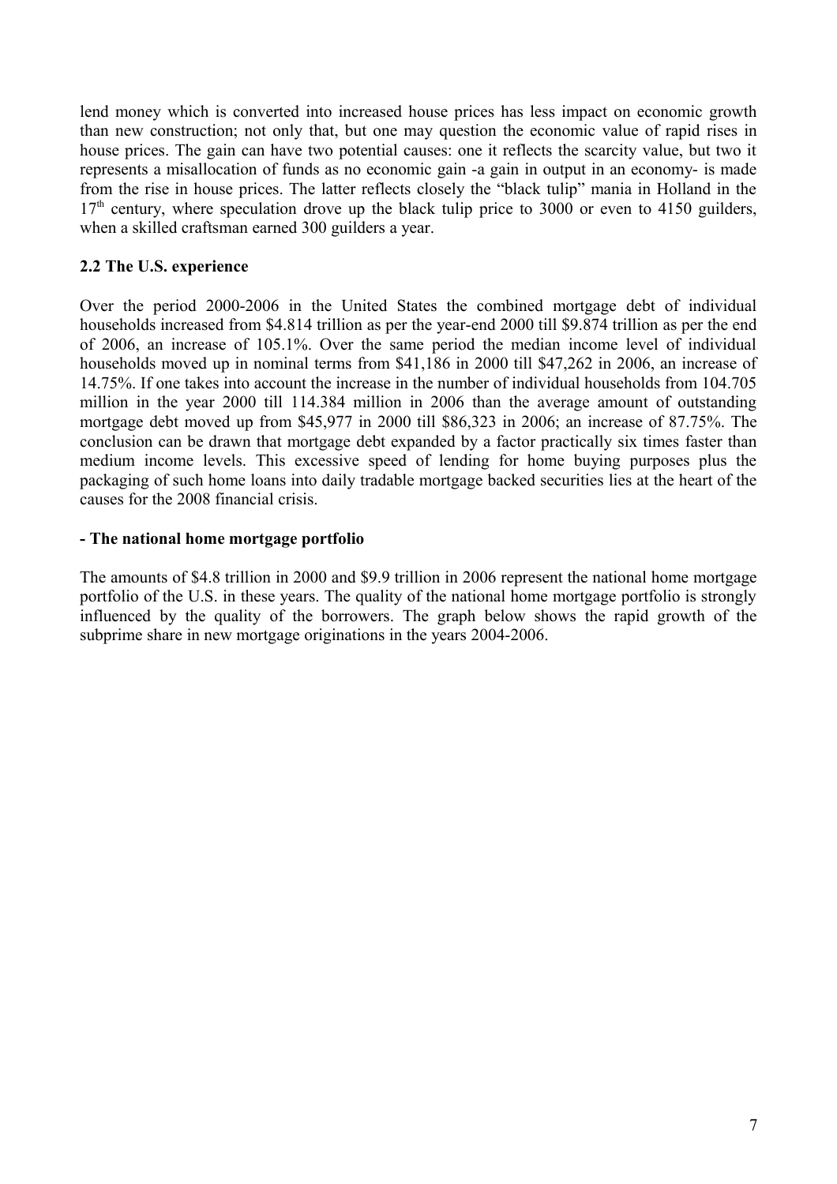lend money which is converted into increased house prices has less impact on economic growth than new construction; not only that, but one may question the economic value of rapid rises in house prices. The gain can have two potential causes: one it reflects the scarcity value, but two it represents a misallocation of funds as no economic gain -a gain in output in an economy- is made from the rise in house prices. The latter reflects closely the "black tulip" mania in Holland in the 17th century, where speculation drove up the black tulip price to 3000 or even to 4150 guilders, when a skilled craftsman earned 300 guilders a year.

### 2.2 The U.S. experience

Over the period 2000-2006 in the United States the combined mortgage debt of individual households increased from \$4.814 trillion as per the year-end 2000 till \$9.874 trillion as per the end of 2006, an increase of 105.1%. Over the same period the median income level of individual households moved up in nominal terms from \$41,186 in 2000 till \$47,262 in 2006, an increase of 14.75%. If one takes into account the increase in the number of individual households from 104.705 million in the year 2000 till 114.384 million in 2006 than the average amount of outstanding mortgage debt moved up from \$45,977 in 2000 till \$86,323 in 2006; an increase of 87.75%. The conclusion can be drawn that mortgage debt expanded by a factor practically six times faster than medium income levels. This excessive speed of lending for home buying purposes plus the packaging of such home loans into daily tradable mortgage backed securities lies at the heart of the causes for the 2008 financial crisis.

#### - The national home mortgage portfolio

The amounts of \$4.8 trillion in 2000 and \$9.9 trillion in 2006 represent the national home mortgage portfolio of the U.S. in these years. The quality of the national home mortgage portfolio is strongly influenced by the quality of the borrowers. The graph below shows the rapid growth of the subprime share in new mortgage originations in the years 2004-2006.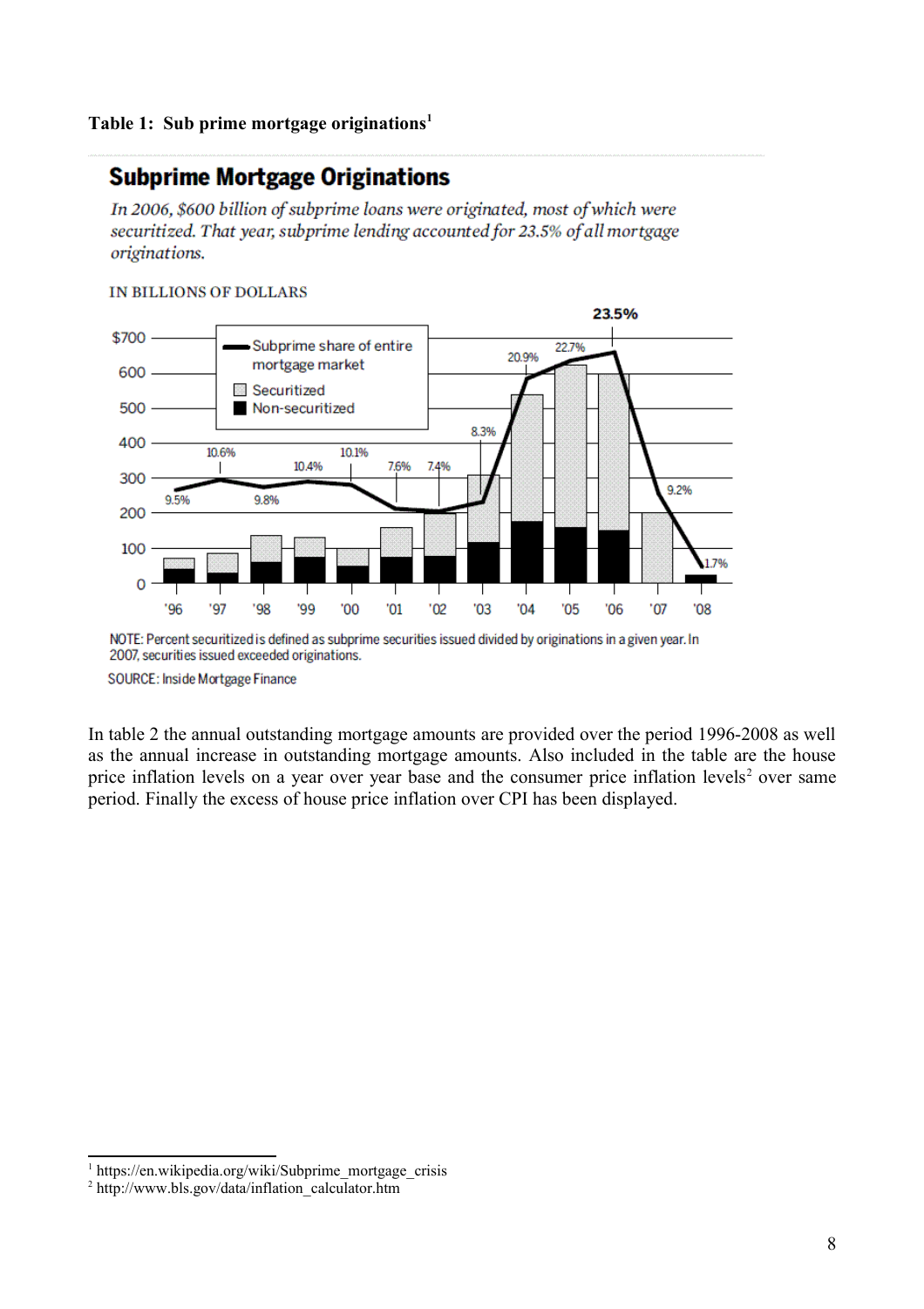**Table 1: Sub prime mortgage originations**[1]

## Subprime Mortgage Originations

*In 2006, $600 billion of subprime loans were originated, most of which were securitized. That year, subprime lending accounted for 23.5% of all mortgage originations.*

IN BILLIONS OF DOLLARS

- Subprime share of entire mortgage market
- Securitized
- Non-securitized

| Year | '96 | '97 | '98 | '99 | '00 | '01 | '02 | '03 | '04 | '05 | '06 | '07 | '08 |
|---|---|---|---|---|---|---|---|---|---|---|---|---|---|
| Subprime share of entire mortgage market | 9.5% | 10.6% | 9.8% | 10.4% | 10.1% | 7.6% | 7.4% | 8.3% | 20.9% | 22.7% | 23.5% | 9.2% | 1.7% |

NOTE: Percent securitized is defined as subprime securities issued divided by originations in a given year. In 2007, securities issued exceeded originations.

SOURCE: Inside Mortgage Finance

In table 2 the annual outstanding mortgage amounts are provided over the period 1996-2008 as well as the annual increase in outstanding mortgage amounts. Also included in the table are the house price inflation levels on a year over year base and the consumer price inflation levels[2] over same period. Finally the excess of house price inflation over CPI has been displayed.

[1] https://en.wikipedia.org/wiki/Subprime_mortgage_crisis

[2] http://www.bls.gov/data/inflation_calculator.htm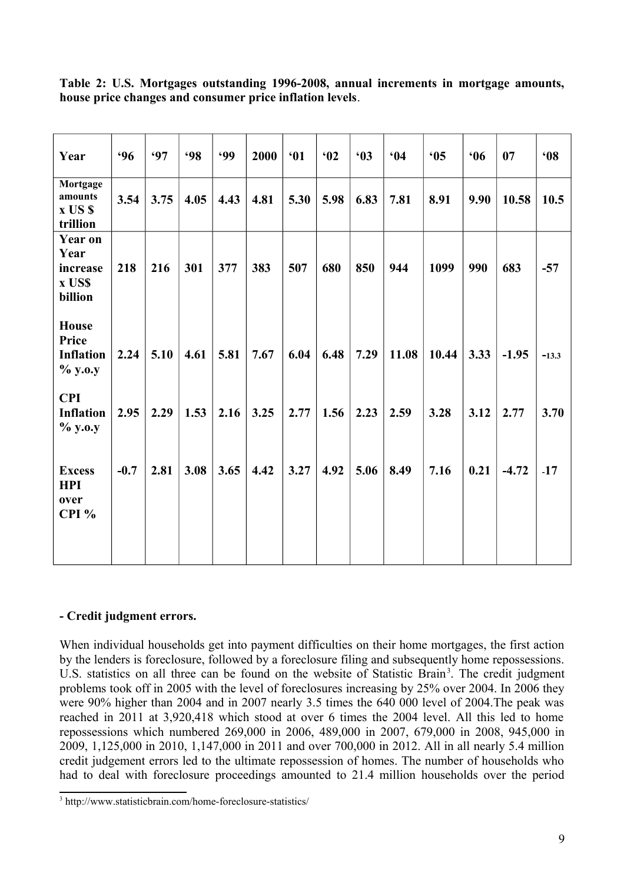**Table 2: U.S. Mortgages outstanding 1996-2008, annual increments in mortgage amounts, house price changes and consumer price inflation levels**.

| Year | '96 | '97 | '98 | '99 | 2000 | '01 | '02 | '03 | '04 | '05 | '06 | 07 | '08 |
|---|---|---|---|---|---|---|---|---|---|---|---|---|---|
| Mortgage amounts x US $ trillion | 3.54 | 3.75 | 4.05 | 4.43 | 4.81 | 5.30 | 5.98 | 6.83 | 7.81 | 8.91 | 9.90 | 10.58 | 10.5 |
| Year on Year increase x US$ billion | 218 | 216 | 301 | 377 | 383 | 507 | 680 | 850 | 944 | 1099 | 990 | 683 | -57 |
| House Price Inflation % y.o.y | 2.24 | 5.10 | 4.61 | 5.81 | 7.67 | 6.04 | 6.48 | 7.29 | 11.08 | 10.44 | 3.33 | -1.95 | -13.3 |
| CPI Inflation % y.o.y | 2.95 | 2.29 | 1.53 | 2.16 | 3.25 | 2.77 | 1.56 | 2.23 | 2.59 | 3.28 | 3.12 | 2.77 | 3.70 |
| Excess HPI over CPI % | -0.7 | 2.81 | 3.08 | 3.65 | 4.42 | 3.27 | 4.92 | 5.06 | 8.49 | 7.16 | 0.21 | -4.72 | -17 |

**- Credit judgment errors.**

When individual households get into payment difficulties on their home mortgages, the first action by the lenders is foreclosure, followed by a foreclosure filing and subsequently home repossessions. U.S. statistics on all three can be found on the website of Statistic Brain[3]. The credit judgment problems took off in 2005 with the level of foreclosures increasing by 25% over 2004. In 2006 they were 90% higher than 2004 and in 2007 nearly 3.5 times the 640 000 level of 2004.The peak was reached in 2011 at 3,920,418 which stood at over 6 times the 2004 level. All this led to home repossessions which numbered 269,000 in 2006, 489,000 in 2007, 679,000 in 2008, 945,000 in 2009, 1,125,000 in 2010, 1,147,000 in 2011 and over 700,000 in 2012. All in all nearly 5.4 million credit judgement errors led to the ultimate repossession of homes. The number of households who had to deal with foreclosure proceedings amounted to 21.4 million households over the period

[3] http://www.statisticbrain.com/home-foreclosure-statistics/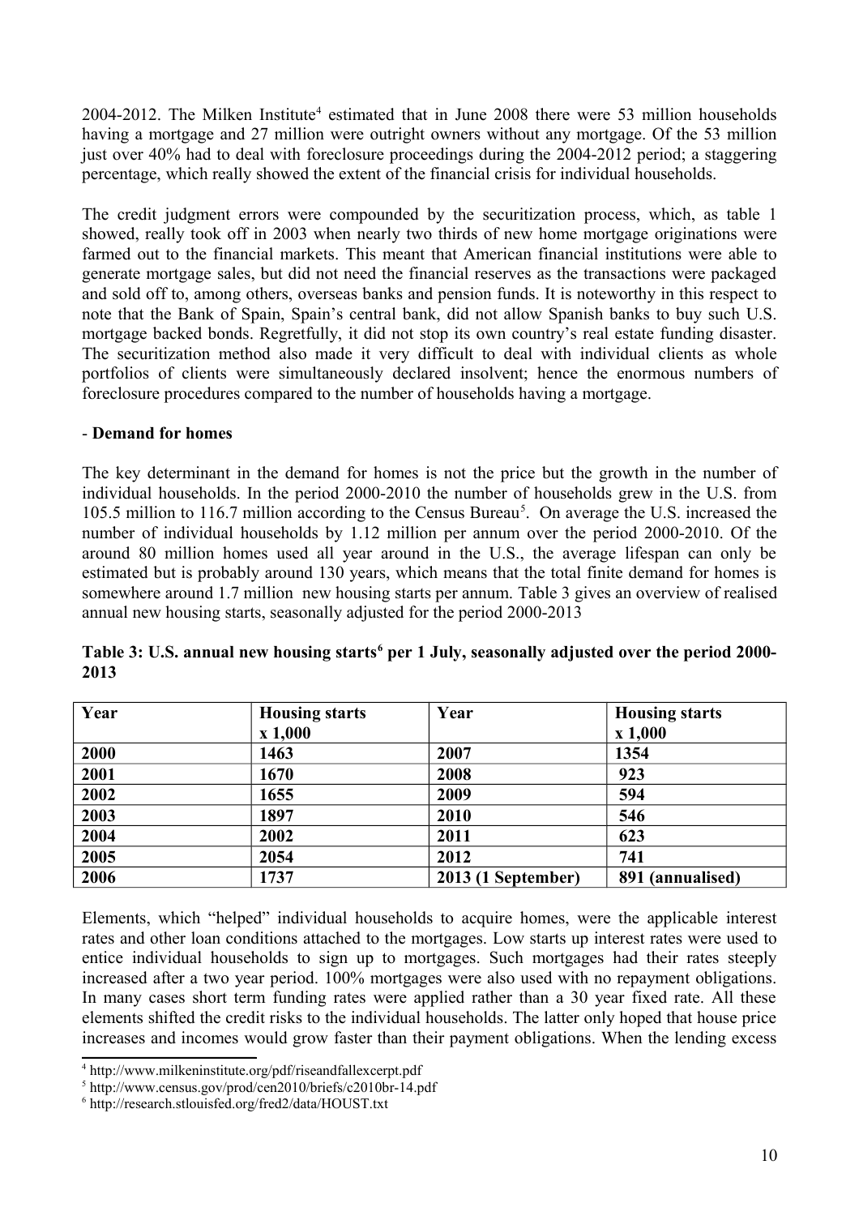2004-2012. The Milken Institute[4] estimated that in June 2008 there were 53 million households having a mortgage and 27 million were outright owners without any mortgage. Of the 53 million just over 40% had to deal with foreclosure proceedings during the 2004-2012 period; a staggering percentage, which really showed the extent of the financial crisis for individual households.

The credit judgment errors were compounded by the securitization process, which, as table 1 showed, really took off in 2003 when nearly two thirds of new home mortgage originations were farmed out to the financial markets. This meant that American financial institutions were able to generate mortgage sales, but did not need the financial reserves as the transactions were packaged and sold off to, among others, overseas banks and pension funds. It is noteworthy in this respect to note that the Bank of Spain, Spain's central bank, did not allow Spanish banks to buy such U.S. mortgage backed bonds. Regretfully, it did not stop its own country's real estate funding disaster. The securitization method also made it very difficult to deal with individual clients as whole portfolios of clients were simultaneously declared insolvent; hence the enormous numbers of foreclosure procedures compared to the number of households having a mortgage.

- **Demand for homes**

The key determinant in the demand for homes is not the price but the growth in the number of individual households. In the period 2000-2010 the number of households grew in the U.S. from 105.5 million to 116.7 million according to the Census Bureau[5]. On average the U.S. increased the number of individual households by 1.12 million per annum over the period 2000-2010. Of the around 80 million homes used all year around in the U.S., the average lifespan can only be estimated but is probably around 130 years, which means that the total finite demand for homes is somewhere around 1.7 million new housing starts per annum. Table 3 gives an overview of realised annual new housing starts, seasonally adjusted for the period 2000-2013

**Table 3: U.S. annual new housing starts[6] per 1 July, seasonally adjusted over the period 2000-2013**

| **Year** | **Housing starts x 1,000** | **Year** | **Housing starts x 1,000** |
|---|---|---|---|
| **2000** | **1463** | **2007** | **1354** |
| **2001** | **1670** | **2008** | **923** |
| **2002** | **1655** | **2009** | **594** |
| **2003** | **1897** | **2010** | **546** |
| **2004** | **2002** | **2011** | **623** |
| **2005** | **2054** | **2012** | **741** |
| **2006** | **1737** | **2013 (1 September)** | **891 (annualised)** |

Elements, which "helped" individual households to acquire homes, were the applicable interest rates and other loan conditions attached to the mortgages. Low starts up interest rates were used to entice individual households to sign up to mortgages. Such mortgages had their rates steeply increased after a two year period. 100% mortgages were also used with no repayment obligations. In many cases short term funding rates were applied rather than a 30 year fixed rate. All these elements shifted the credit risks to the individual households. The latter only hoped that house price increases and incomes would grow faster than their payment obligations. When the lending excess

[4] http://www.milkeninstitute.org/pdf/riseandfallexcerpt.pdf
[5] http://www.census.gov/prod/cen2010/briefs/c2010br-14.pdf
[6] http://research.stlouisfed.org/fred2/data/HOUST.txt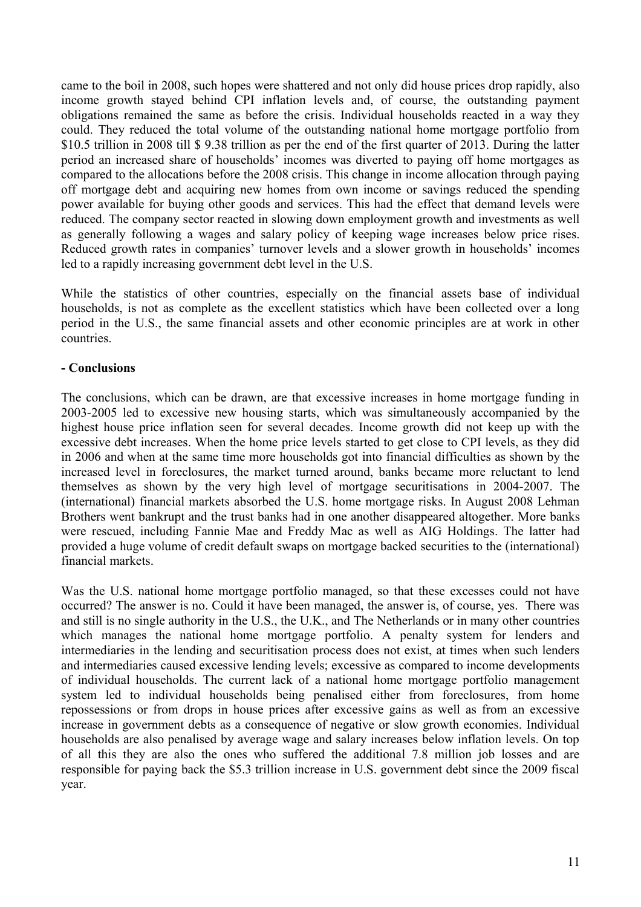came to the boil in 2008, such hopes were shattered and not only did house prices drop rapidly, also income growth stayed behind CPI inflation levels and, of course, the outstanding payment obligations remained the same as before the crisis. Individual households reacted in a way they could. They reduced the total volume of the outstanding national home mortgage portfolio from $10.5 trillion in 2008 till $ 9.38 trillion as per the end of the first quarter of 2013. During the latter period an increased share of households' incomes was diverted to paying off home mortgages as compared to the allocations before the 2008 crisis. This change in income allocation through paying off mortgage debt and acquiring new homes from own income or savings reduced the spending power available for buying other goods and services. This had the effect that demand levels were reduced. The company sector reacted in slowing down employment growth and investments as well as generally following a wages and salary policy of keeping wage increases below price rises. Reduced growth rates in companies' turnover levels and a slower growth in households' incomes led to a rapidly increasing government debt level in the U.S.

While the statistics of other countries, especially on the financial assets base of individual households, is not as complete as the excellent statistics which have been collected over a long period in the U.S., the same financial assets and other economic principles are at work in other countries.

**- Conclusions**

The conclusions, which can be drawn, are that excessive increases in home mortgage funding in 2003-2005 led to excessive new housing starts, which was simultaneously accompanied by the highest house price inflation seen for several decades. Income growth did not keep up with the excessive debt increases. When the home price levels started to get close to CPI levels, as they did in 2006 and when at the same time more households got into financial difficulties as shown by the increased level in foreclosures, the market turned around, banks became more reluctant to lend themselves as shown by the very high level of mortgage securitisations in 2004-2007. The (international) financial markets absorbed the U.S. home mortgage risks. In August 2008 Lehman Brothers went bankrupt and the trust banks had in one another disappeared altogether. More banks were rescued, including Fannie Mae and Freddy Mac as well as AIG Holdings. The latter had provided a huge volume of credit default swaps on mortgage backed securities to the (international) financial markets.

Was the U.S. national home mortgage portfolio managed, so that these excesses could not have occurred? The answer is no. Could it have been managed, the answer is, of course, yes. There was and still is no single authority in the U.S., the U.K., and The Netherlands or in many other countries which manages the national home mortgage portfolio. A penalty system for lenders and intermediaries in the lending and securitisation process does not exist, at times when such lenders and intermediaries caused excessive lending levels; excessive as compared to income developments of individual households. The current lack of a national home mortgage portfolio management system led to individual households being penalised either from foreclosures, from home repossessions or from drops in house prices after excessive gains as well as from an excessive increase in government debts as a consequence of negative or slow growth economies. Individual households are also penalised by average wage and salary increases below inflation levels. On top of all this they are also the ones who suffered the additional 7.8 million job losses and are responsible for paying back the $5.3 trillion increase in U.S. government debt since the 2009 fiscal year.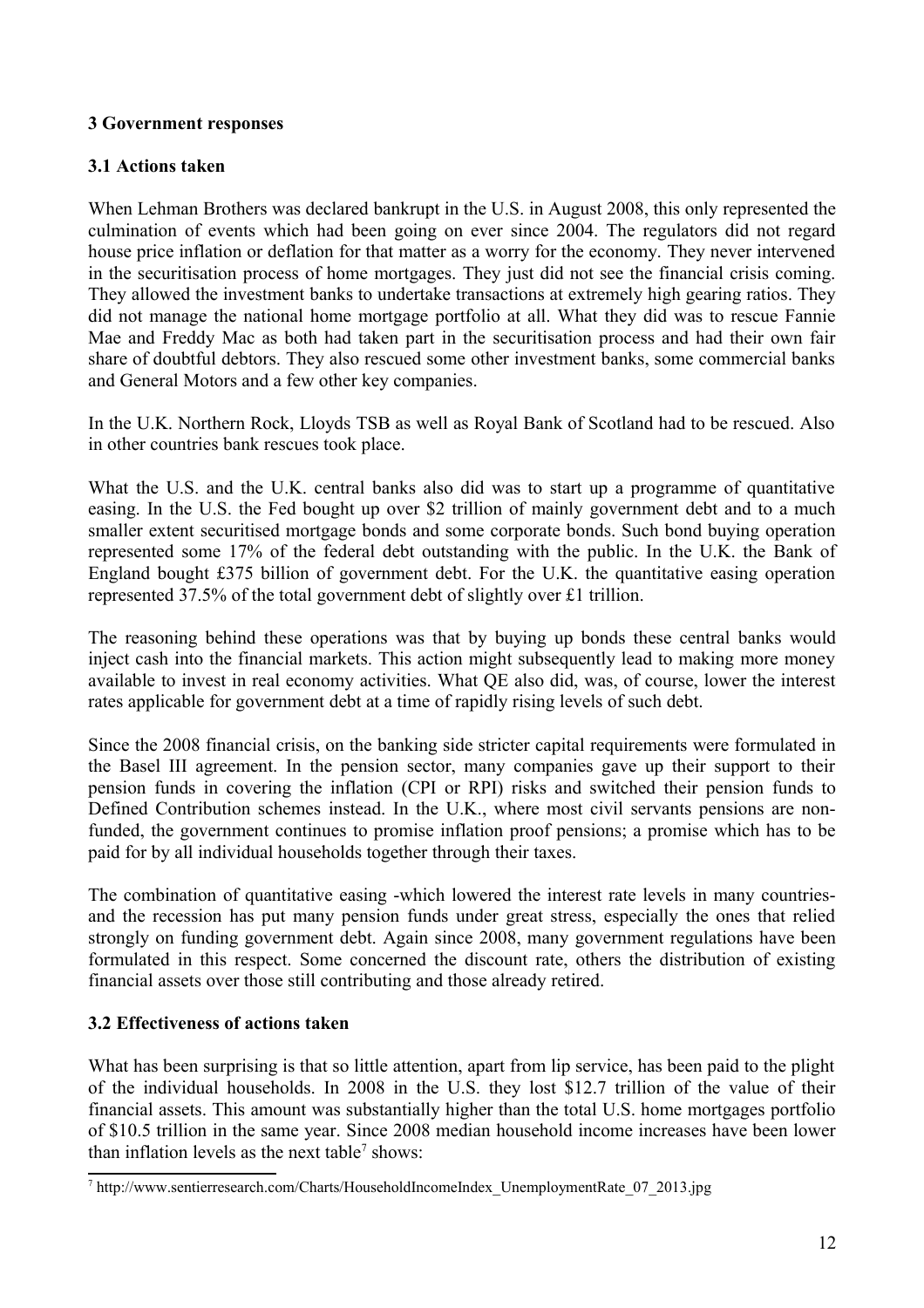## 3 Government responses

### 3.1 Actions taken

When Lehman Brothers was declared bankrupt in the U.S. in August 2008, this only represented the culmination of events which had been going on ever since 2004. The regulators did not regard house price inflation or deflation for that matter as a worry for the economy. They never intervened in the securitisation process of home mortgages. They just did not see the financial crisis coming. They allowed the investment banks to undertake transactions at extremely high gearing ratios. They did not manage the national home mortgage portfolio at all. What they did was to rescue Fannie Mae and Freddy Mac as both had taken part in the securitisation process and had their own fair share of doubtful debtors. They also rescued some other investment banks, some commercial banks and General Motors and a few other key companies.

In the U.K. Northern Rock, Lloyds TSB as well as Royal Bank of Scotland had to be rescued. Also in other countries bank rescues took place.

What the U.S. and the U.K. central banks also did was to start up a programme of quantitative easing. In the U.S. the Fed bought up over \$2 trillion of mainly government debt and to a much smaller extent securitised mortgage bonds and some corporate bonds. Such bond buying operation represented some 17% of the federal debt outstanding with the public. In the U.K. the Bank of England bought £375 billion of government debt. For the U.K. the quantitative easing operation represented 37.5% of the total government debt of slightly over £1 trillion.

The reasoning behind these operations was that by buying up bonds these central banks would inject cash into the financial markets. This action might subsequently lead to making more money available to invest in real economy activities. What QE also did, was, of course, lower the interest rates applicable for government debt at a time of rapidly rising levels of such debt.

Since the 2008 financial crisis, on the banking side stricter capital requirements were formulated in the Basel III agreement. In the pension sector, many companies gave up their support to their pension funds in covering the inflation (CPI or RPI) risks and switched their pension funds to Defined Contribution schemes instead. In the U.K., where most civil servants pensions are non-funded, the government continues to promise inflation proof pensions; a promise which has to be paid for by all individual households together through their taxes.

The combination of quantitative easing -which lowered the interest rate levels in many countries- and the recession has put many pension funds under great stress, especially the ones that relied strongly on funding government debt. Again since 2008, many government regulations have been formulated in this respect. Some concerned the discount rate, others the distribution of existing financial assets over those still contributing and those already retired.

### 3.2 Effectiveness of actions taken

What has been surprising is that so little attention, apart from lip service, has been paid to the plight of the individual households. In 2008 in the U.S. they lost \$12.7 trillion of the value of their financial assets. This amount was substantially higher than the total U.S. home mortgages portfolio of \$10.5 trillion in the same year. Since 2008 median household income increases have been lower than inflation levels as the next table[7] shows:

[7] http://www.sentierresearch.com/Charts/HouseholdIncomeIndex_UnemploymentRate_07_2013.jpg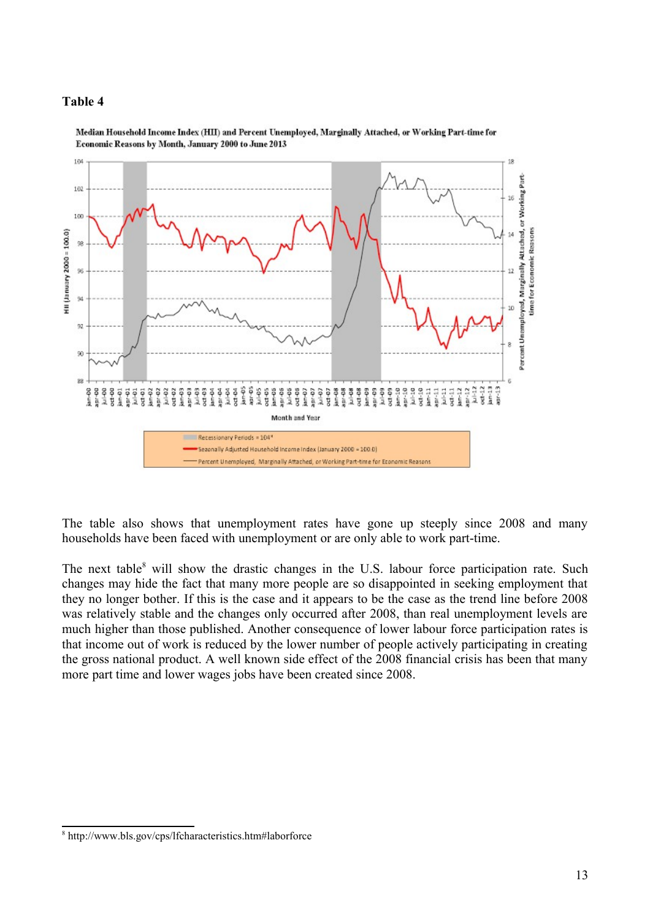**Table 4**

**Median Household Income Index (HII) and Percent Unemployed, Marginally Attached, or Working Part-time for Economic Reasons by Month, January 2000 to June 2013**

The table also shows that unemployment rates have gone up steeply since 2008 and many households have been faced with unemployment or are only able to work part-time.

The next table[8] will show the drastic changes in the U.S. labour force participation rate. Such changes may hide the fact that many more people are so disappointed in seeking employment that they no longer bother. If this is the case and it appears to be the case as the trend line before 2008 was relatively stable and the changes only occurred after 2008, than real unemployment levels are much higher than those published. Another consequence of lower labour force participation rates is that income out of work is reduced by the lower number of people actively participating in creating the gross national product. A well known side effect of the 2008 financial crisis has been that many more part time and lower wages jobs have been created since 2008.

[8] http://www.bls.gov/cps/lfcharacteristics.htm#laborforce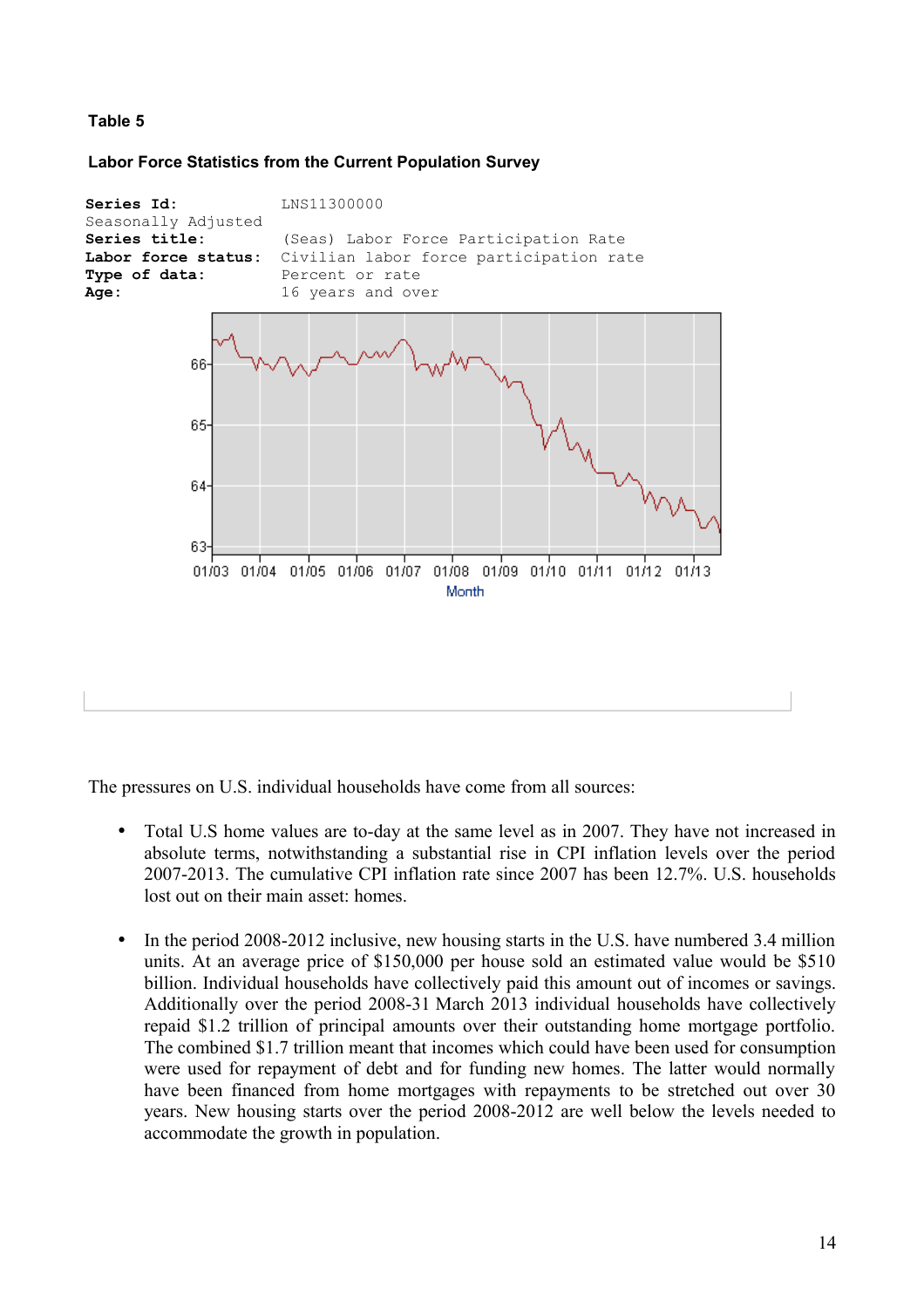**Table 5**

**Labor Force Statistics from the Current Population Survey**

```
Series Id:            LNS11300000
Seasonally Adjusted
Series title:         (Seas) Labor Force Participation Rate
Labor force status:   Civilian labor force participation rate
Type of data:         Percent or rate
Age:                  16 years and over
```

The pressures on U.S. individual households have come from all sources:

- Total U.S home values are to-day at the same level as in 2007. They have not increased in absolute terms, notwithstanding a substantial rise in CPI inflation levels over the period 2007-2013. The cumulative CPI inflation rate since 2007 has been 12.7%. U.S. households lost out on their main asset: homes.

- In the period 2008-2012 inclusive, new housing starts in the U.S. have numbered 3.4 million units. At an average price of $150,000 per house sold an estimated value would be $510 billion. Individual households have collectively paid this amount out of incomes or savings. Additionally over the period 2008-31 March 2013 individual households have collectively repaid $1.2 trillion of principal amounts over their outstanding home mortgage portfolio. The combined $1.7 trillion meant that incomes which could have been used for consumption were used for repayment of debt and for funding new homes. The latter would normally have been financed from home mortgages with repayments to be stretched out over 30 years. New housing starts over the period 2008-2012 are well below the levels needed to accommodate the growth in population.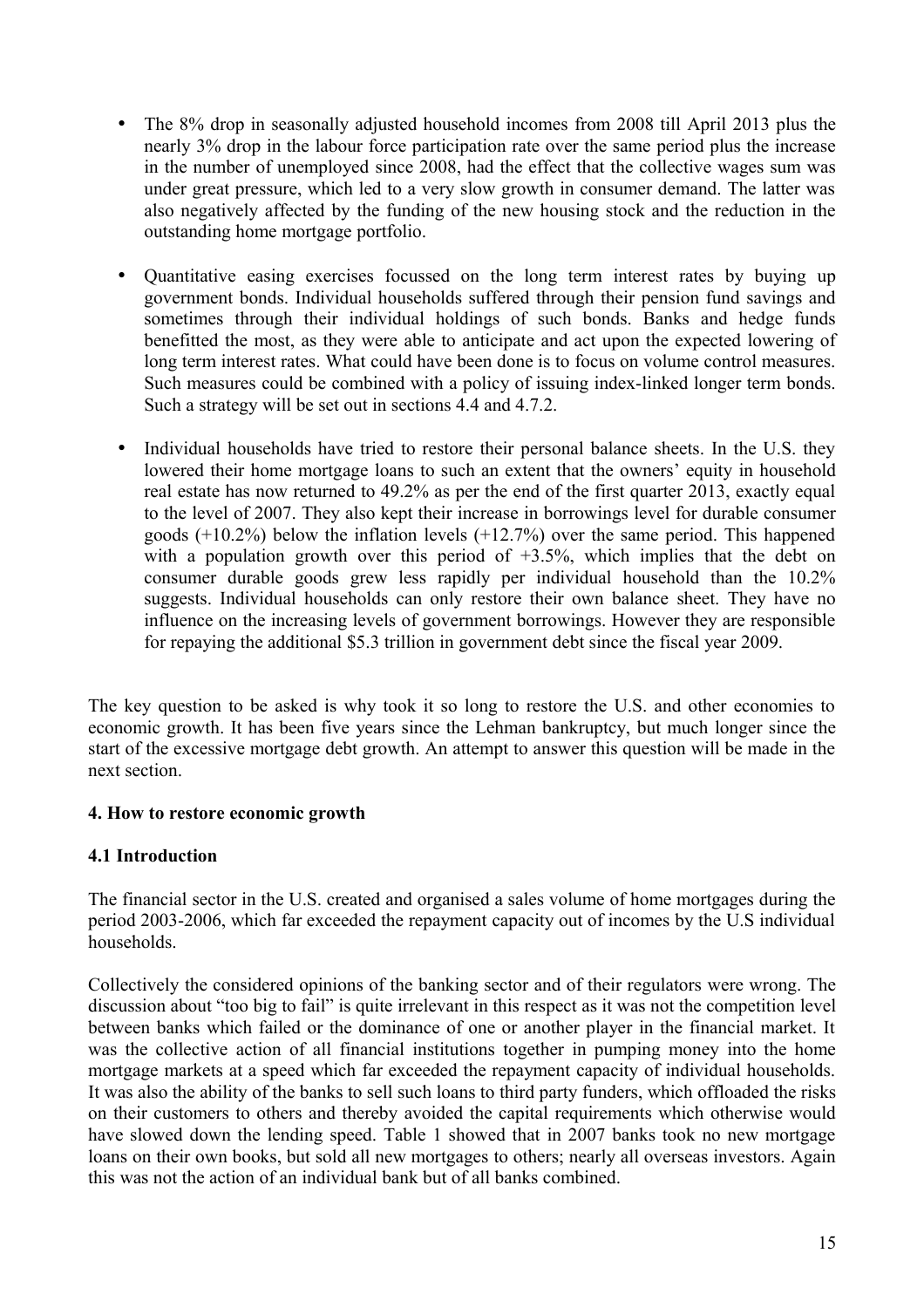- The 8% drop in seasonally adjusted household incomes from 2008 till April 2013 plus the nearly 3% drop in the labour force participation rate over the same period plus the increase in the number of unemployed since 2008, had the effect that the collective wages sum was under great pressure, which led to a very slow growth in consumer demand. The latter was also negatively affected by the funding of the new housing stock and the reduction in the outstanding home mortgage portfolio.

- Quantitative easing exercises focussed on the long term interest rates by buying up government bonds. Individual households suffered through their pension fund savings and sometimes through their individual holdings of such bonds. Banks and hedge funds benefitted the most, as they were able to anticipate and act upon the expected lowering of long term interest rates. What could have been done is to focus on volume control measures. Such measures could be combined with a policy of issuing index-linked longer term bonds. Such a strategy will be set out in sections 4.4 and 4.7.2.

- Individual households have tried to restore their personal balance sheets. In the U.S. they lowered their home mortgage loans to such an extent that the owners' equity in household real estate has now returned to 49.2% as per the end of the first quarter 2013, exactly equal to the level of 2007. They also kept their increase in borrowings level for durable consumer goods (+10.2%) below the inflation levels (+12.7%) over the same period. This happened with a population growth over this period of +3.5%, which implies that the debt on consumer durable goods grew less rapidly per individual household than the 10.2% suggests. Individual households can only restore their own balance sheet. They have no influence on the increasing levels of government borrowings. However they are responsible for repaying the additional $5.3 trillion in government debt since the fiscal year 2009.

The key question to be asked is why took it so long to restore the U.S. and other economies to economic growth. It has been five years since the Lehman bankruptcy, but much longer since the start of the excessive mortgage debt growth. An attempt to answer this question will be made in the next section.

## 4. How to restore economic growth

### 4.1 Introduction

The financial sector in the U.S. created and organised a sales volume of home mortgages during the period 2003-2006, which far exceeded the repayment capacity out of incomes by the U.S individual households.

Collectively the considered opinions of the banking sector and of their regulators were wrong. The discussion about "too big to fail" is quite irrelevant in this respect as it was not the competition level between banks which failed or the dominance of one or another player in the financial market. It was the collective action of all financial institutions together in pumping money into the home mortgage markets at a speed which far exceeded the repayment capacity of individual households. It was also the ability of the banks to sell such loans to third party funders, which offloaded the risks on their customers to others and thereby avoided the capital requirements which otherwise would have slowed down the lending speed. Table 1 showed that in 2007 banks took no new mortgage loans on their own books, but sold all new mortgages to others; nearly all overseas investors. Again this was not the action of an individual bank but of all banks combined.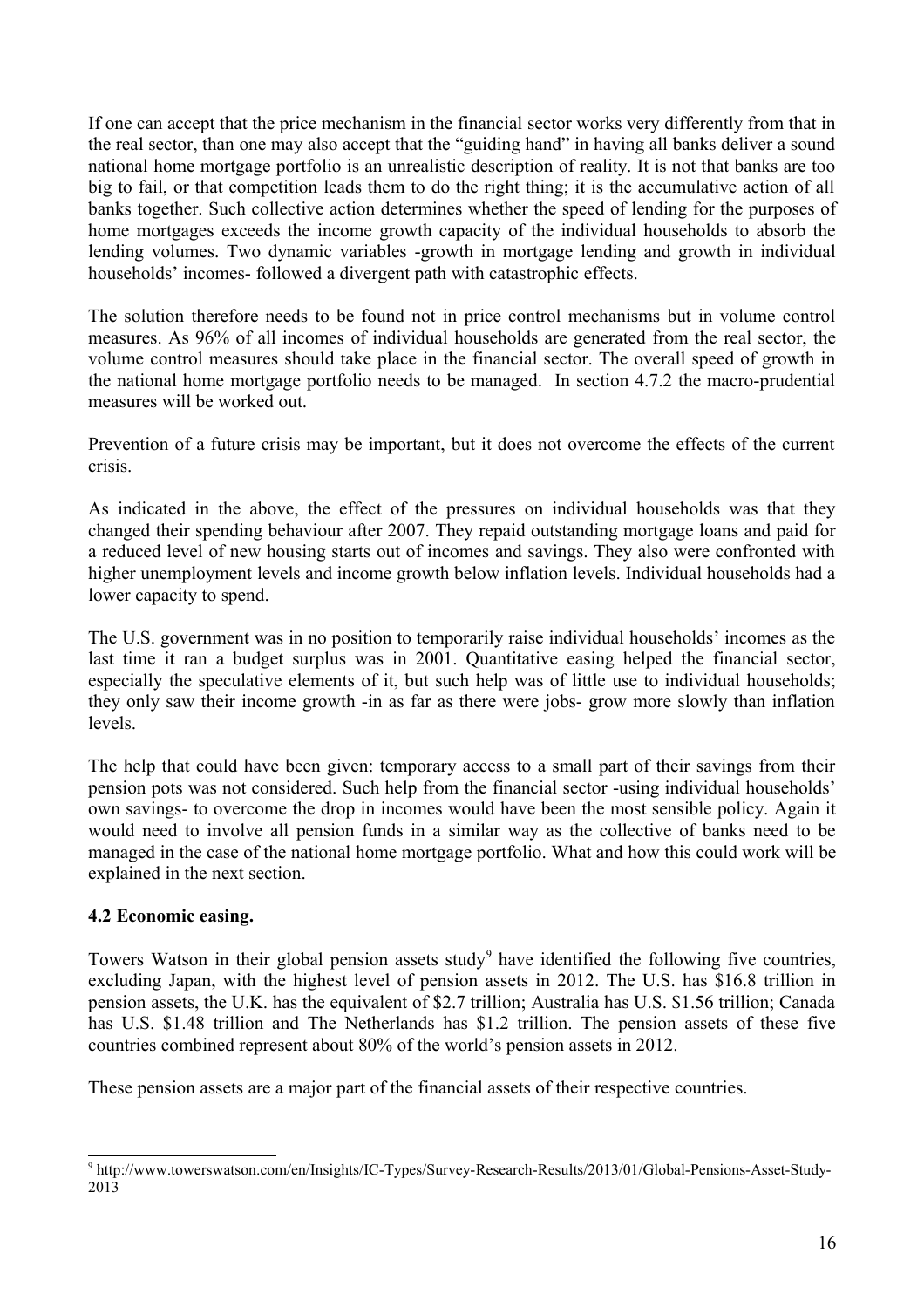If one can accept that the price mechanism in the financial sector works very differently from that in the real sector, than one may also accept that the "guiding hand" in having all banks deliver a sound national home mortgage portfolio is an unrealistic description of reality. It is not that banks are too big to fail, or that competition leads them to do the right thing; it is the accumulative action of all banks together. Such collective action determines whether the speed of lending for the purposes of home mortgages exceeds the income growth capacity of the individual households to absorb the lending volumes. Two dynamic variables -growth in mortgage lending and growth in individual households' incomes- followed a divergent path with catastrophic effects.

The solution therefore needs to be found not in price control mechanisms but in volume control measures. As 96% of all incomes of individual households are generated from the real sector, the volume control measures should take place in the financial sector. The overall speed of growth in the national home mortgage portfolio needs to be managed. In section 4.7.2 the macro-prudential measures will be worked out.

Prevention of a future crisis may be important, but it does not overcome the effects of the current crisis.

As indicated in the above, the effect of the pressures on individual households was that they changed their spending behaviour after 2007. They repaid outstanding mortgage loans and paid for a reduced level of new housing starts out of incomes and savings. They also were confronted with higher unemployment levels and income growth below inflation levels. Individual households had a lower capacity to spend.

The U.S. government was in no position to temporarily raise individual households' incomes as the last time it ran a budget surplus was in 2001. Quantitative easing helped the financial sector, especially the speculative elements of it, but such help was of little use to individual households; they only saw their income growth -in as far as there were jobs- grow more slowly than inflation levels.

The help that could have been given: temporary access to a small part of their savings from their pension pots was not considered. Such help from the financial sector -using individual households' own savings- to overcome the drop in incomes would have been the most sensible policy. Again it would need to involve all pension funds in a similar way as the collective of banks need to be managed in the case of the national home mortgage portfolio. What and how this could work will be explained in the next section.

### 4.2 Economic easing.

Towers Watson in their global pension assets study[9] have identified the following five countries, excluding Japan, with the highest level of pension assets in 2012. The U.S. has $16.8 trillion in pension assets, the U.K. has the equivalent of $2.7 trillion; Australia has U.S. $1.56 trillion; Canada has U.S. $1.48 trillion and The Netherlands has $1.2 trillion. The pension assets of these five countries combined represent about 80% of the world's pension assets in 2012.

These pension assets are a major part of the financial assets of their respective countries.

[9] http://www.towerswatson.com/en/Insights/IC-Types/Survey-Research-Results/2013/01/Global-Pensions-Asset-Study-2013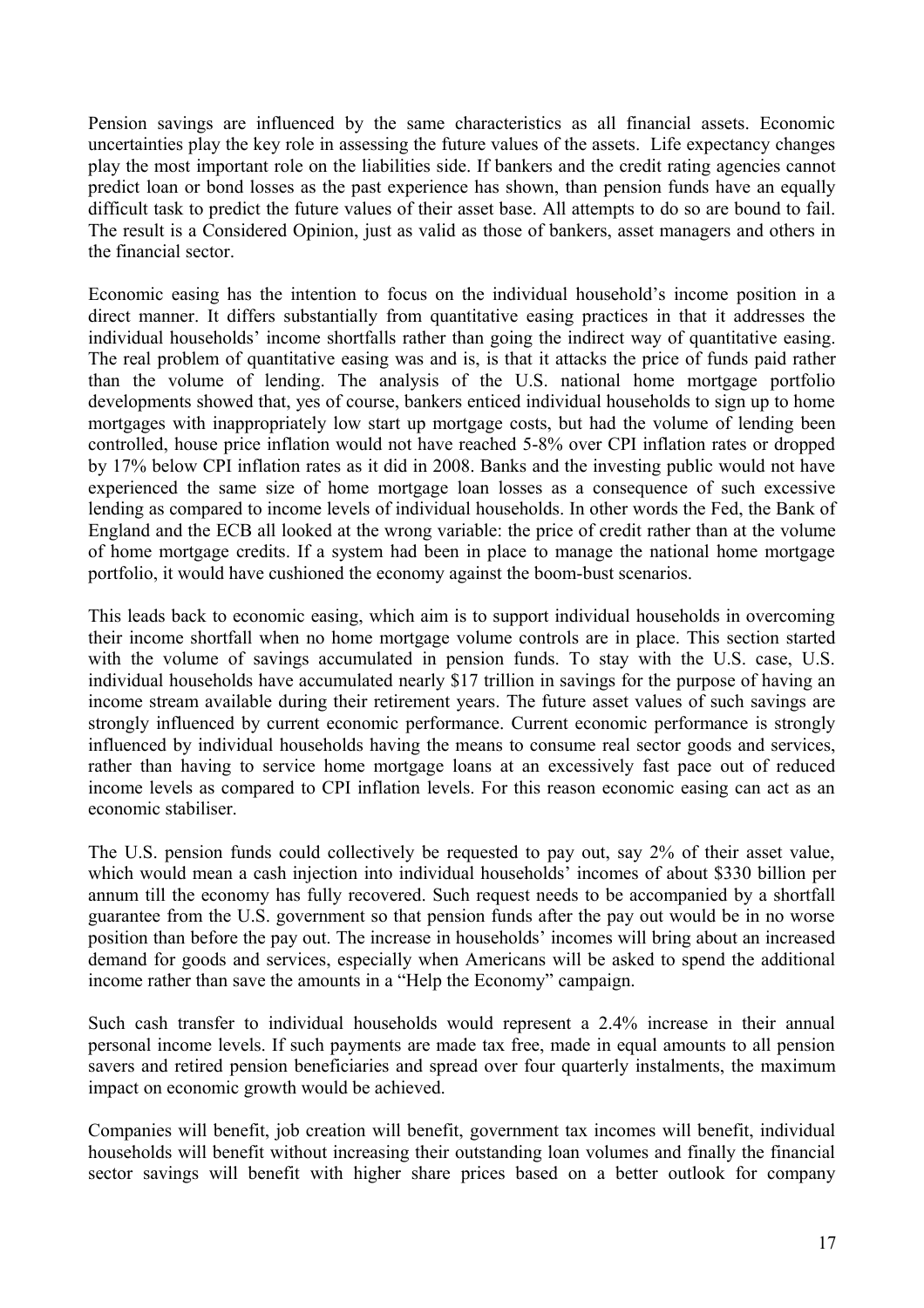Pension savings are influenced by the same characteristics as all financial assets. Economic uncertainties play the key role in assessing the future values of the assets. Life expectancy changes play the most important role on the liabilities side. If bankers and the credit rating agencies cannot predict loan or bond losses as the past experience has shown, than pension funds have an equally difficult task to predict the future values of their asset base. All attempts to do so are bound to fail. The result is a Considered Opinion, just as valid as those of bankers, asset managers and others in the financial sector.

Economic easing has the intention to focus on the individual household's income position in a direct manner. It differs substantially from quantitative easing practices in that it addresses the individual households' income shortfalls rather than going the indirect way of quantitative easing. The real problem of quantitative easing was and is, is that it attacks the price of funds paid rather than the volume of lending. The analysis of the U.S. national home mortgage portfolio developments showed that, yes of course, bankers enticed individual households to sign up to home mortgages with inappropriately low start up mortgage costs, but had the volume of lending been controlled, house price inflation would not have reached 5-8% over CPI inflation rates or dropped by 17% below CPI inflation rates as it did in 2008. Banks and the investing public would not have experienced the same size of home mortgage loan losses as a consequence of such excessive lending as compared to income levels of individual households. In other words the Fed, the Bank of England and the ECB all looked at the wrong variable: the price of credit rather than at the volume of home mortgage credits. If a system had been in place to manage the national home mortgage portfolio, it would have cushioned the economy against the boom-bust scenarios.

This leads back to economic easing, which aim is to support individual households in overcoming their income shortfall when no home mortgage volume controls are in place. This section started with the volume of savings accumulated in pension funds. To stay with the U.S. case, U.S. individual households have accumulated nearly $17 trillion in savings for the purpose of having an income stream available during their retirement years. The future asset values of such savings are strongly influenced by current economic performance. Current economic performance is strongly influenced by individual households having the means to consume real sector goods and services, rather than having to service home mortgage loans at an excessively fast pace out of reduced income levels as compared to CPI inflation levels. For this reason economic easing can act as an economic stabiliser.

The U.S. pension funds could collectively be requested to pay out, say 2% of their asset value, which would mean a cash injection into individual households' incomes of about $330 billion per annum till the economy has fully recovered. Such request needs to be accompanied by a shortfall guarantee from the U.S. government so that pension funds after the pay out would be in no worse position than before the pay out. The increase in households' incomes will bring about an increased demand for goods and services, especially when Americans will be asked to spend the additional income rather than save the amounts in a "Help the Economy" campaign.

Such cash transfer to individual households would represent a 2.4% increase in their annual personal income levels. If such payments are made tax free, made in equal amounts to all pension savers and retired pension beneficiaries and spread over four quarterly instalments, the maximum impact on economic growth would be achieved.

Companies will benefit, job creation will benefit, government tax incomes will benefit, individual households will benefit without increasing their outstanding loan volumes and finally the financial sector savings will benefit with higher share prices based on a better outlook for company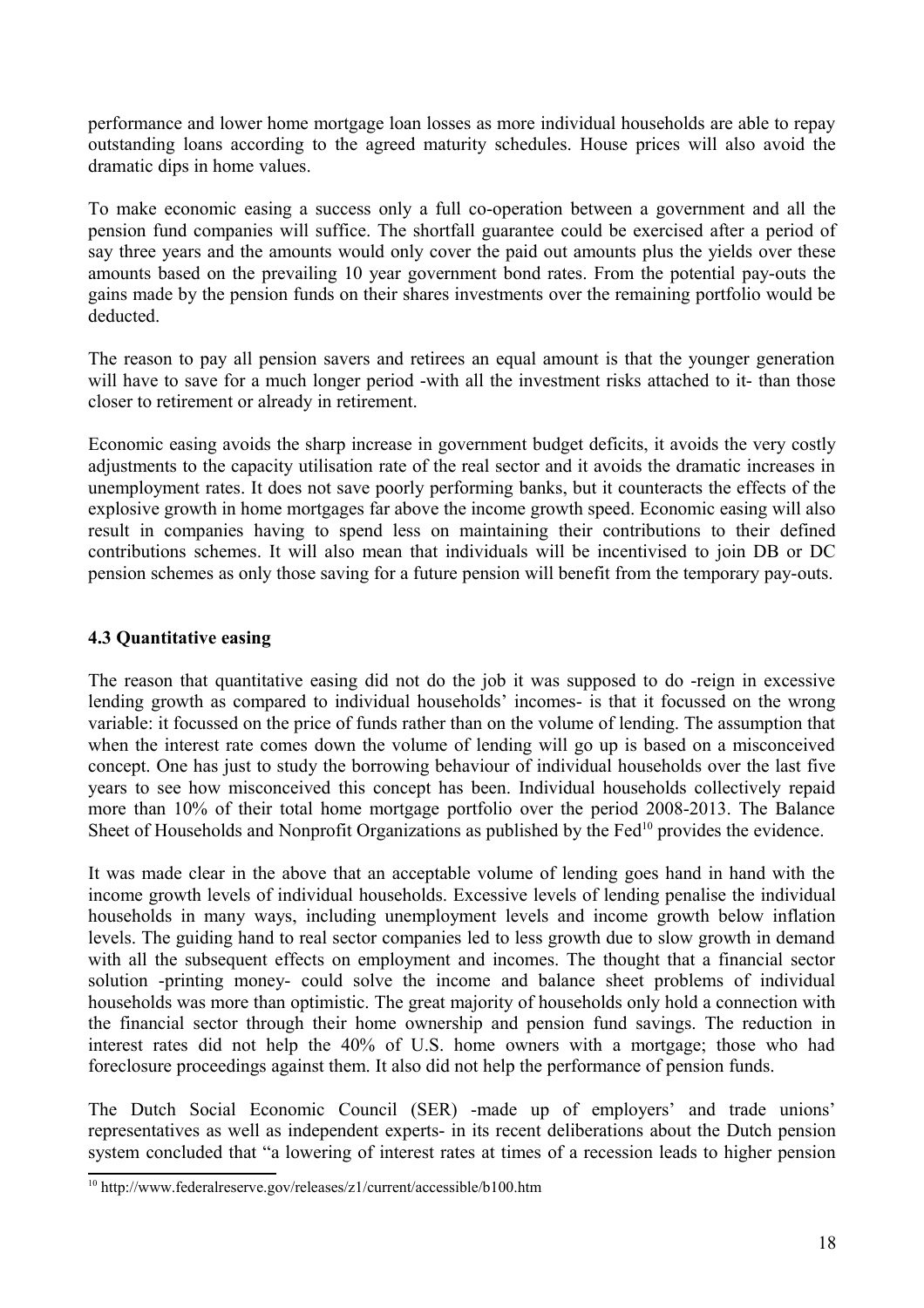performance and lower home mortgage loan losses as more individual households are able to repay outstanding loans according to the agreed maturity schedules. House prices will also avoid the dramatic dips in home values.

To make economic easing a success only a full co-operation between a government and all the pension fund companies will suffice. The shortfall guarantee could be exercised after a period of say three years and the amounts would only cover the paid out amounts plus the yields over these amounts based on the prevailing 10 year government bond rates. From the potential pay-outs the gains made by the pension funds on their shares investments over the remaining portfolio would be deducted.

The reason to pay all pension savers and retirees an equal amount is that the younger generation will have to save for a much longer period -with all the investment risks attached to it- than those closer to retirement or already in retirement.

Economic easing avoids the sharp increase in government budget deficits, it avoids the very costly adjustments to the capacity utilisation rate of the real sector and it avoids the dramatic increases in unemployment rates. It does not save poorly performing banks, but it counteracts the effects of the explosive growth in home mortgages far above the income growth speed. Economic easing will also result in companies having to spend less on maintaining their contributions to their defined contributions schemes. It will also mean that individuals will be incentivised to join DB or DC pension schemes as only those saving for a future pension will benefit from the temporary pay-outs.

### 4.3 Quantitative easing

The reason that quantitative easing did not do the job it was supposed to do -reign in excessive lending growth as compared to individual households' incomes- is that it focussed on the wrong variable: it focussed on the price of funds rather than on the volume of lending. The assumption that when the interest rate comes down the volume of lending will go up is based on a misconceived concept. One has just to study the borrowing behaviour of individual households over the last five years to see how misconceived this concept has been. Individual households collectively repaid more than 10% of their total home mortgage portfolio over the period 2008-2013. The Balance Sheet of Households and Nonprofit Organizations as published by the Fed[10] provides the evidence.

It was made clear in the above that an acceptable volume of lending goes hand in hand with the income growth levels of individual households. Excessive levels of lending penalise the individual households in many ways, including unemployment levels and income growth below inflation levels. The guiding hand to real sector companies led to less growth due to slow growth in demand with all the subsequent effects on employment and incomes. The thought that a financial sector solution -printing money- could solve the income and balance sheet problems of individual households was more than optimistic. The great majority of households only hold a connection with the financial sector through their home ownership and pension fund savings. The reduction in interest rates did not help the 40% of U.S. home owners with a mortgage; those who had foreclosure proceedings against them. It also did not help the performance of pension funds.

The Dutch Social Economic Council (SER) -made up of employers' and trade unions' representatives as well as independent experts- in its recent deliberations about the Dutch pension system concluded that "a lowering of interest rates at times of a recession leads to higher pension

---

[10] http://www.federalreserve.gov/releases/z1/current/accessible/b100.htm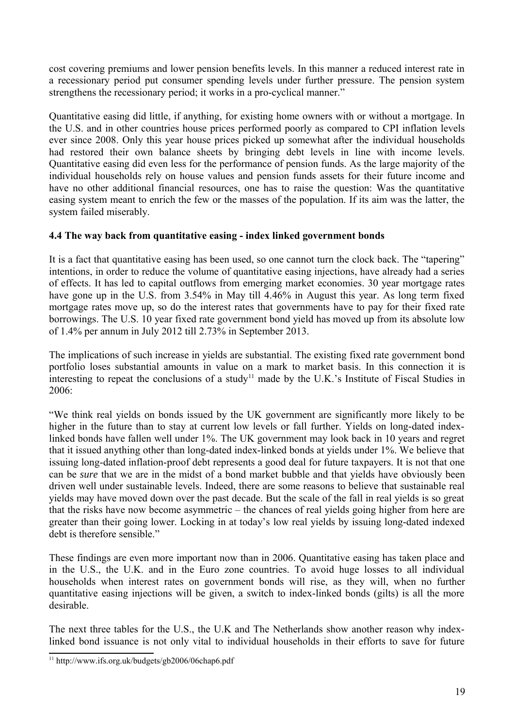cost covering premiums and lower pension benefits levels. In this manner a reduced interest rate in a recessionary period put consumer spending levels under further pressure. The pension system strengthens the recessionary period; it works in a pro-cyclical manner."

Quantitative easing did little, if anything, for existing home owners with or without a mortgage. In the U.S. and in other countries house prices performed poorly as compared to CPI inflation levels ever since 2008. Only this year house prices picked up somewhat after the individual households had restored their own balance sheets by bringing debt levels in line with income levels. Quantitative easing did even less for the performance of pension funds. As the large majority of the individual households rely on house values and pension funds assets for their future income and have no other additional financial resources, one has to raise the question: Was the quantitative easing system meant to enrich the few or the masses of the population. If its aim was the latter, the system failed miserably.

### 4.4 The way back from quantitative easing - index linked government bonds

It is a fact that quantitative easing has been used, so one cannot turn the clock back. The "tapering" intentions, in order to reduce the volume of quantitative easing injections, have already had a series of effects. It has led to capital outflows from emerging market economies. 30 year mortgage rates have gone up in the U.S. from 3.54% in May till 4.46% in August this year. As long term fixed mortgage rates move up, so do the interest rates that governments have to pay for their fixed rate borrowings. The U.S. 10 year fixed rate government bond yield has moved up from its absolute low of 1.4% per annum in July 2012 till 2.73% in September 2013.

The implications of such increase in yields are substantial. The existing fixed rate government bond portfolio loses substantial amounts in value on a mark to market basis. In this connection it is interesting to repeat the conclusions of a study[11] made by the U.K.'s Institute of Fiscal Studies in 2006:

"We think real yields on bonds issued by the UK government are significantly more likely to be higher in the future than to stay at current low levels or fall further. Yields on long-dated index-linked bonds have fallen well under 1%. The UK government may look back in 10 years and regret that it issued anything other than long-dated index-linked bonds at yields under 1%. We believe that issuing long-dated inflation-proof debt represents a good deal for future taxpayers. It is not that one can be *sure* that we are in the midst of a bond market bubble and that yields have obviously been driven well under sustainable levels. Indeed, there are some reasons to believe that sustainable real yields may have moved down over the past decade. But the scale of the fall in real yields is so great that the risks have now become asymmetric – the chances of real yields going higher from here are greater than their going lower. Locking in at today's low real yields by issuing long-dated indexed debt is therefore sensible."

These findings are even more important now than in 2006. Quantitative easing has taken place and in the U.S., the U.K. and in the Euro zone countries. To avoid huge losses to all individual households when interest rates on government bonds will rise, as they will, when no further quantitative easing injections will be given, a switch to index-linked bonds (gilts) is all the more desirable.

The next three tables for the U.S., the U.K and The Netherlands show another reason why index-linked bond issuance is not only vital to individual households in their efforts to save for future

[11] http://www.ifs.org.uk/budgets/gb2006/06chap6.pdf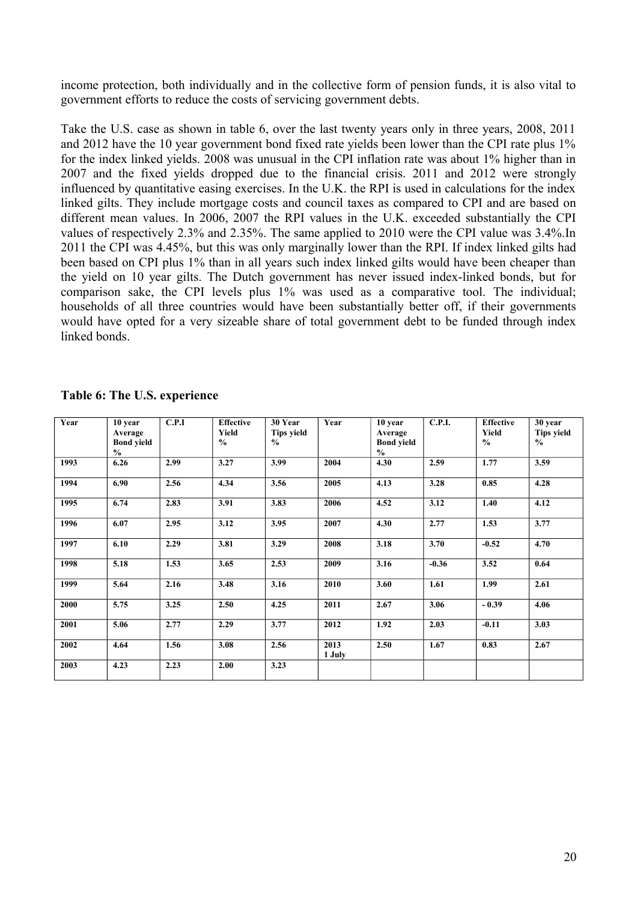income protection, both individually and in the collective form of pension funds, it is also vital to government efforts to reduce the costs of servicing government debts.

Take the U.S. case as shown in table 6, over the last twenty years only in three years, 2008, 2011 and 2012 have the 10 year government bond fixed rate yields been lower than the CPI rate plus 1% for the index linked yields. 2008 was unusual in the CPI inflation rate was about 1% higher than in 2007 and the fixed yields dropped due to the financial crisis. 2011 and 2012 were strongly influenced by quantitative easing exercises. In the U.K. the RPI is used in calculations for the index linked gilts. They include mortgage costs and council taxes as compared to CPI and are based on different mean values. In 2006, 2007 the RPI values in the U.K. exceeded substantially the CPI values of respectively 2.3% and 2.35%. The same applied to 2010 were the CPI value was 3.4%.In 2011 the CPI was 4.45%, but this was only marginally lower than the RPI. If index linked gilts had been based on CPI plus 1% than in all years such index linked gilts would have been cheaper than the yield on 10 year gilts. The Dutch government has never issued index-linked bonds, but for comparison sake, the CPI levels plus 1% was used as a comparative tool. The individual; households of all three countries would have been substantially better off, if their governments would have opted for a very sizeable share of total government debt to be funded through index linked bonds.

**Table 6: The U.S. experience**

| Year | 10 year Average Bond yield % | C.P.I | Effective Yield % | 30 Year Tips yield % | Year | 10 year Average Bond yield % | C.P.I. | Effective Yield % | 30 year Tips yield % |
|---|---|---|---|---|---|---|---|---|---|
| 1993 | 6.26 | 2.99 | 3.27 | 3.99 | 2004 | 4.30 | 2.59 | 1.77 | 3.59 |
| 1994 | 6.90 | 2.56 | 4.34 | 3.56 | 2005 | 4.13 | 3.28 | 0.85 | 4.28 |
| 1995 | 6.74 | 2.83 | 3.91 | 3.83 | 2006 | 4.52 | 3.12 | 1.40 | 4.12 |
| 1996 | 6.07 | 2.95 | 3.12 | 3.95 | 2007 | 4.30 | 2.77 | 1.53 | 3.77 |
| 1997 | 6.10 | 2.29 | 3.81 | 3.29 | 2008 | 3.18 | 3.70 | -0.52 | 4.70 |
| 1998 | 5.18 | 1.53 | 3.65 | 2.53 | 2009 | 3.16 | -0.36 | 3.52 | 0.64 |
| 1999 | 5.64 | 2.16 | 3.48 | 3.16 | 2010 | 3.60 | 1.61 | 1.99 | 2.61 |
| 2000 | 5.75 | 3.25 | 2.50 | 4.25 | 2011 | 2.67 | 3.06 | - 0.39 | 4.06 |
| 2001 | 5.06 | 2.77 | 2.29 | 3.77 | 2012 | 1.92 | 2.03 | -0.11 | 3.03 |
| 2002 | 4.64 | 1.56 | 3.08 | 2.56 | 2013 1 July | 2.50 | 1.67 | 0.83 | 2.67 |
| 2003 | 4.23 | 2.23 | 2.00 | 3.23 | | | | | |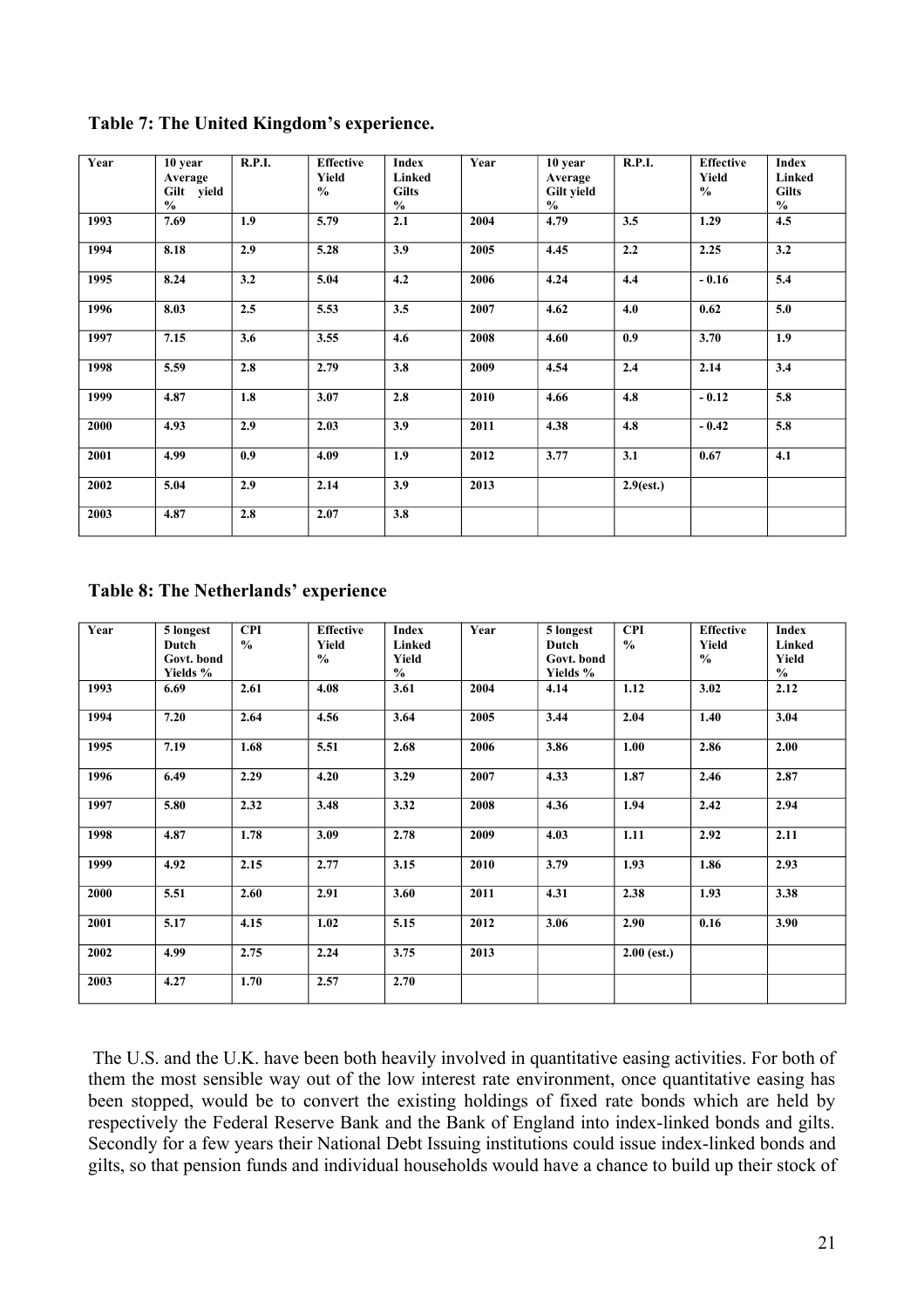**Table 7: The United Kingdom's experience.**

| Year | 10 year Average Gilt yield % | R.P.I. | Effective Yield % | Index Linked Gilts % | Year | 10 year Average Gilt yield % | R.P.I. | Effective Yield % | Index Linked Gilts % |
|---|---|---|---|---|---|---|---|---|---|
| 1993 | 7.69 | 1.9 | 5.79 | 2.1 | 2004 | 4.79 | 3.5 | 1.29 | 4.5 |
| 1994 | 8.18 | 2.9 | 5.28 | 3.9 | 2005 | 4.45 | 2.2 | 2.25 | 3.2 |
| 1995 | 8.24 | 3.2 | 5.04 | 4.2 | 2006 | 4.24 | 4.4 | - 0.16 | 5.4 |
| 1996 | 8.03 | 2.5 | 5.53 | 3.5 | 2007 | 4.62 | 4.0 | 0.62 | 5.0 |
| 1997 | 7.15 | 3.6 | 3.55 | 4.6 | 2008 | 4.60 | 0.9 | 3.70 | 1.9 |
| 1998 | 5.59 | 2.8 | 2.79 | 3.8 | 2009 | 4.54 | 2.4 | 2.14 | 3.4 |
| 1999 | 4.87 | 1.8 | 3.07 | 2.8 | 2010 | 4.66 | 4.8 | - 0.12 | 5.8 |
| 2000 | 4.93 | 2.9 | 2.03 | 3.9 | 2011 | 4.38 | 4.8 | - 0.42 | 5.8 |
| 2001 | 4.99 | 0.9 | 4.09 | 1.9 | 2012 | 3.77 | 3.1 | 0.67 | 4.1 |
| 2002 | 5.04 | 2.9 | 2.14 | 3.9 | 2013 | | 2.9(est.) | | |
| 2003 | 4.87 | 2.8 | 2.07 | 3.8 | | | | | |

**Table 8: The Netherlands' experience**

| Year | 5 longest Dutch Govt. bond Yields % | CPI % | Effective Yield % | Index Linked Yield % | Year | 5 longest Dutch Govt. bond Yields % | CPI % | Effective Yield % | Index Linked Yield % |
|---|---|---|---|---|---|---|---|---|---|
| 1993 | 6.69 | 2.61 | 4.08 | 3.61 | 2004 | 4.14 | 1.12 | 3.02 | 2.12 |
| 1994 | 7.20 | 2.64 | 4.56 | 3.64 | 2005 | 3.44 | 2.04 | 1.40 | 3.04 |
| 1995 | 7.19 | 1.68 | 5.51 | 2.68 | 2006 | 3.86 | 1.00 | 2.86 | 2.00 |
| 1996 | 6.49 | 2.29 | 4.20 | 3.29 | 2007 | 4.33 | 1.87 | 2.46 | 2.87 |
| 1997 | 5.80 | 2.32 | 3.48 | 3.32 | 2008 | 4.36 | 1.94 | 2.42 | 2.94 |
| 1998 | 4.87 | 1.78 | 3.09 | 2.78 | 2009 | 4.03 | 1.11 | 2.92 | 2.11 |
| 1999 | 4.92 | 2.15 | 2.77 | 3.15 | 2010 | 3.79 | 1.93 | 1.86 | 2.93 |
| 2000 | 5.51 | 2.60 | 2.91 | 3.60 | 2011 | 4.31 | 2.38 | 1.93 | 3.38 |
| 2001 | 5.17 | 4.15 | 1.02 | 5.15 | 2012 | 3.06 | 2.90 | 0.16 | 3.90 |
| 2002 | 4.99 | 2.75 | 2.24 | 3.75 | 2013 | | 2.00 (est.) | | |
| 2003 | 4.27 | 1.70 | 2.57 | 2.70 | | | | | |

The U.S. and the U.K. have been both heavily involved in quantitative easing activities. For both of them the most sensible way out of the low interest rate environment, once quantitative easing has been stopped, would be to convert the existing holdings of fixed rate bonds which are held by respectively the Federal Reserve Bank and the Bank of England into index-linked bonds and gilts. Secondly for a few years their National Debt Issuing institutions could issue index-linked bonds and gilts, so that pension funds and individual households would have a chance to build up their stock of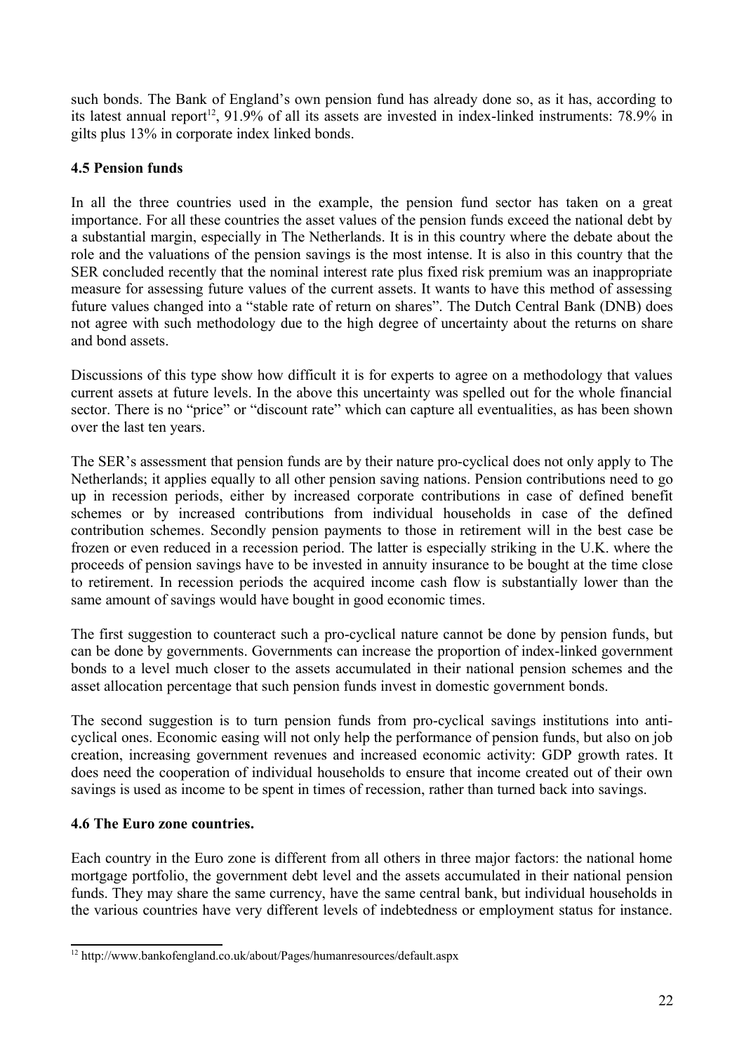such bonds. The Bank of England's own pension fund has already done so, as it has, according to its latest annual report[12], 91.9% of all its assets are invested in index-linked instruments: 78.9% in gilts plus 13% in corporate index linked bonds.

### 4.5 Pension funds

In all the three countries used in the example, the pension fund sector has taken on a great importance. For all these countries the asset values of the pension funds exceed the national debt by a substantial margin, especially in The Netherlands. It is in this country where the debate about the role and the valuations of the pension savings is the most intense. It is also in this country that the SER concluded recently that the nominal interest rate plus fixed risk premium was an inappropriate measure for assessing future values of the current assets. It wants to have this method of assessing future values changed into a "stable rate of return on shares". The Dutch Central Bank (DNB) does not agree with such methodology due to the high degree of uncertainty about the returns on share and bond assets.

Discussions of this type show how difficult it is for experts to agree on a methodology that values current assets at future levels. In the above this uncertainty was spelled out for the whole financial sector. There is no "price" or "discount rate" which can capture all eventualities, as has been shown over the last ten years.

The SER's assessment that pension funds are by their nature pro-cyclical does not only apply to The Netherlands; it applies equally to all other pension saving nations. Pension contributions need to go up in recession periods, either by increased corporate contributions in case of defined benefit schemes or by increased contributions from individual households in case of the defined contribution schemes. Secondly pension payments to those in retirement will in the best case be frozen or even reduced in a recession period. The latter is especially striking in the U.K. where the proceeds of pension savings have to be invested in annuity insurance to be bought at the time close to retirement. In recession periods the acquired income cash flow is substantially lower than the same amount of savings would have bought in good economic times.

The first suggestion to counteract such a pro-cyclical nature cannot be done by pension funds, but can be done by governments. Governments can increase the proportion of index-linked government bonds to a level much closer to the assets accumulated in their national pension schemes and the asset allocation percentage that such pension funds invest in domestic government bonds.

The second suggestion is to turn pension funds from pro-cyclical savings institutions into anti-cyclical ones. Economic easing will not only help the performance of pension funds, but also on job creation, increasing government revenues and increased economic activity: GDP growth rates. It does need the cooperation of individual households to ensure that income created out of their own savings is used as income to be spent in times of recession, rather than turned back into savings.

### 4.6 The Euro zone countries.

Each country in the Euro zone is different from all others in three major factors: the national home mortgage portfolio, the government debt level and the assets accumulated in their national pension funds. They may share the same currency, have the same central bank, but individual households in the various countries have very different levels of indebtedness or employment status for instance.

[12] http://www.bankofengland.co.uk/about/Pages/humanresources/default.aspx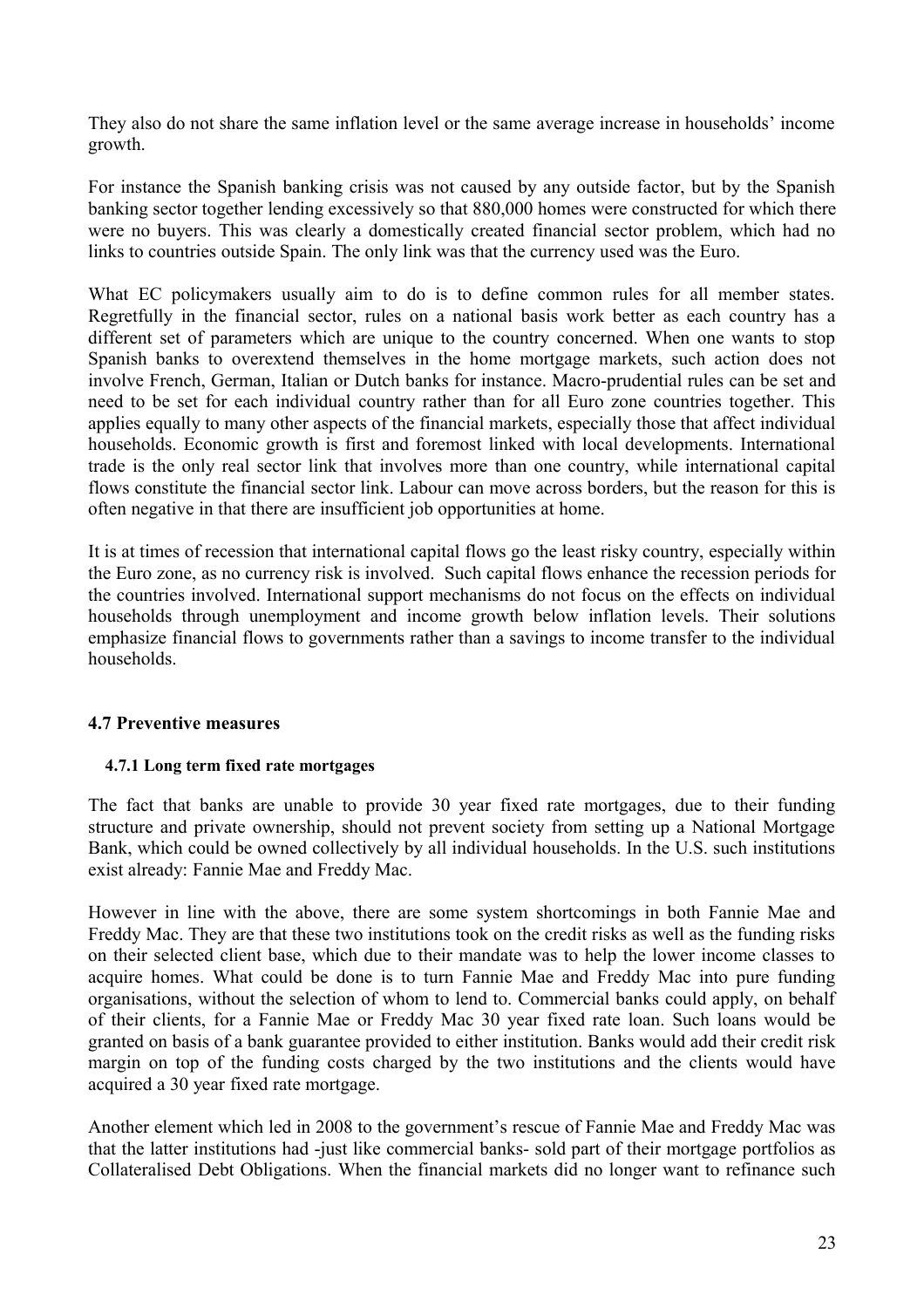They also do not share the same inflation level or the same average increase in households' income growth.

For instance the Spanish banking crisis was not caused by any outside factor, but by the Spanish banking sector together lending excessively so that 880,000 homes were constructed for which there were no buyers. This was clearly a domestically created financial sector problem, which had no links to countries outside Spain. The only link was that the currency used was the Euro.

What EC policymakers usually aim to do is to define common rules for all member states. Regretfully in the financial sector, rules on a national basis work better as each country has a different set of parameters which are unique to the country concerned. When one wants to stop Spanish banks to overextend themselves in the home mortgage markets, such action does not involve French, German, Italian or Dutch banks for instance. Macro-prudential rules can be set and need to be set for each individual country rather than for all Euro zone countries together. This applies equally to many other aspects of the financial markets, especially those that affect individual households. Economic growth is first and foremost linked with local developments. International trade is the only real sector link that involves more than one country, while international capital flows constitute the financial sector link. Labour can move across borders, but the reason for this is often negative in that there are insufficient job opportunities at home.

It is at times of recession that international capital flows go the least risky country, especially within the Euro zone, as no currency risk is involved. Such capital flows enhance the recession periods for the countries involved. International support mechanisms do not focus on the effects on individual households through unemployment and income growth below inflation levels. Their solutions emphasize financial flows to governments rather than a savings to income transfer to the individual households.

## 4.7 Preventive measures

### 4.7.1 Long term fixed rate mortgages

The fact that banks are unable to provide 30 year fixed rate mortgages, due to their funding structure and private ownership, should not prevent society from setting up a National Mortgage Bank, which could be owned collectively by all individual households. In the U.S. such institutions exist already: Fannie Mae and Freddy Mac.

However in line with the above, there are some system shortcomings in both Fannie Mae and Freddy Mac. They are that these two institutions took on the credit risks as well as the funding risks on their selected client base, which due to their mandate was to help the lower income classes to acquire homes. What could be done is to turn Fannie Mae and Freddy Mac into pure funding organisations, without the selection of whom to lend to. Commercial banks could apply, on behalf of their clients, for a Fannie Mae or Freddy Mac 30 year fixed rate loan. Such loans would be granted on basis of a bank guarantee provided to either institution. Banks would add their credit risk margin on top of the funding costs charged by the two institutions and the clients would have acquired a 30 year fixed rate mortgage.

Another element which led in 2008 to the government's rescue of Fannie Mae and Freddy Mac was that the latter institutions had -just like commercial banks- sold part of their mortgage portfolios as Collateralised Debt Obligations. When the financial markets did no longer want to refinance such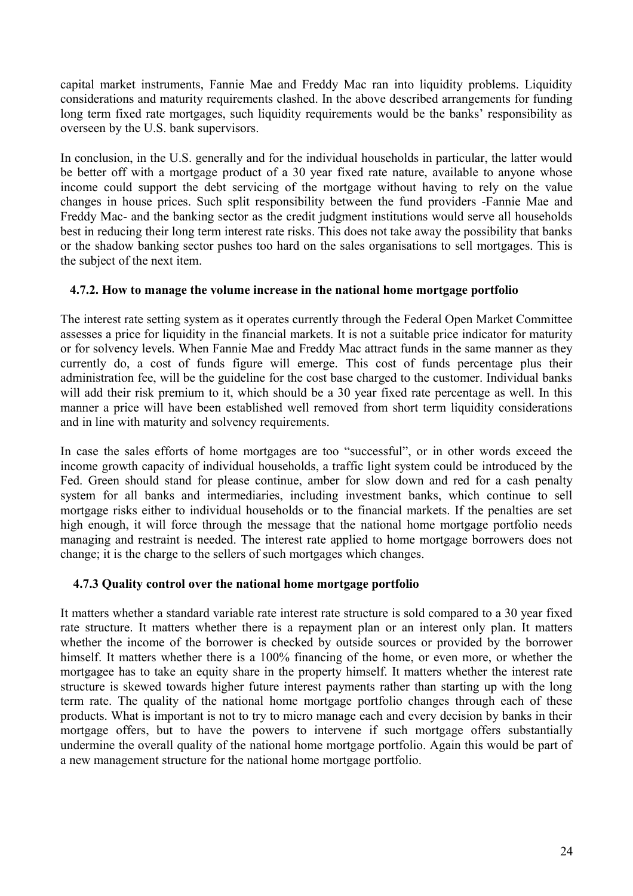capital market instruments, Fannie Mae and Freddy Mac ran into liquidity problems. Liquidity considerations and maturity requirements clashed. In the above described arrangements for funding long term fixed rate mortgages, such liquidity requirements would be the banks' responsibility as overseen by the U.S. bank supervisors.

In conclusion, in the U.S. generally and for the individual households in particular, the latter would be better off with a mortgage product of a 30 year fixed rate nature, available to anyone whose income could support the debt servicing of the mortgage without having to rely on the value changes in house prices. Such split responsibility between the fund providers -Fannie Mae and Freddy Mac- and the banking sector as the credit judgment institutions would serve all households best in reducing their long term interest rate risks. This does not take away the possibility that banks or the shadow banking sector pushes too hard on the sales organisations to sell mortgages. This is the subject of the next item.

### 4.7.2. How to manage the volume increase in the national home mortgage portfolio

The interest rate setting system as it operates currently through the Federal Open Market Committee assesses a price for liquidity in the financial markets. It is not a suitable price indicator for maturity or for solvency levels. When Fannie Mae and Freddy Mac attract funds in the same manner as they currently do, a cost of funds figure will emerge. This cost of funds percentage plus their administration fee, will be the guideline for the cost base charged to the customer. Individual banks will add their risk premium to it, which should be a 30 year fixed rate percentage as well. In this manner a price will have been established well removed from short term liquidity considerations and in line with maturity and solvency requirements.

In case the sales efforts of home mortgages are too "successful", or in other words exceed the income growth capacity of individual households, a traffic light system could be introduced by the Fed. Green should stand for please continue, amber for slow down and red for a cash penalty system for all banks and intermediaries, including investment banks, which continue to sell mortgage risks either to individual households or to the financial markets. If the penalties are set high enough, it will force through the message that the national home mortgage portfolio needs managing and restraint is needed. The interest rate applied to home mortgage borrowers does not change; it is the charge to the sellers of such mortgages which changes.

### 4.7.3 Quality control over the national home mortgage portfolio

It matters whether a standard variable rate interest rate structure is sold compared to a 30 year fixed rate structure. It matters whether there is a repayment plan or an interest only plan. It matters whether the income of the borrower is checked by outside sources or provided by the borrower himself. It matters whether there is a 100% financing of the home, or even more, or whether the mortgagee has to take an equity share in the property himself. It matters whether the interest rate structure is skewed towards higher future interest payments rather than starting up with the long term rate. The quality of the national home mortgage portfolio changes through each of these products. What is important is not to try to micro manage each and every decision by banks in their mortgage offers, but to have the powers to intervene if such mortgage offers substantially undermine the overall quality of the national home mortgage portfolio. Again this would be part of a new management structure for the national home mortgage portfolio.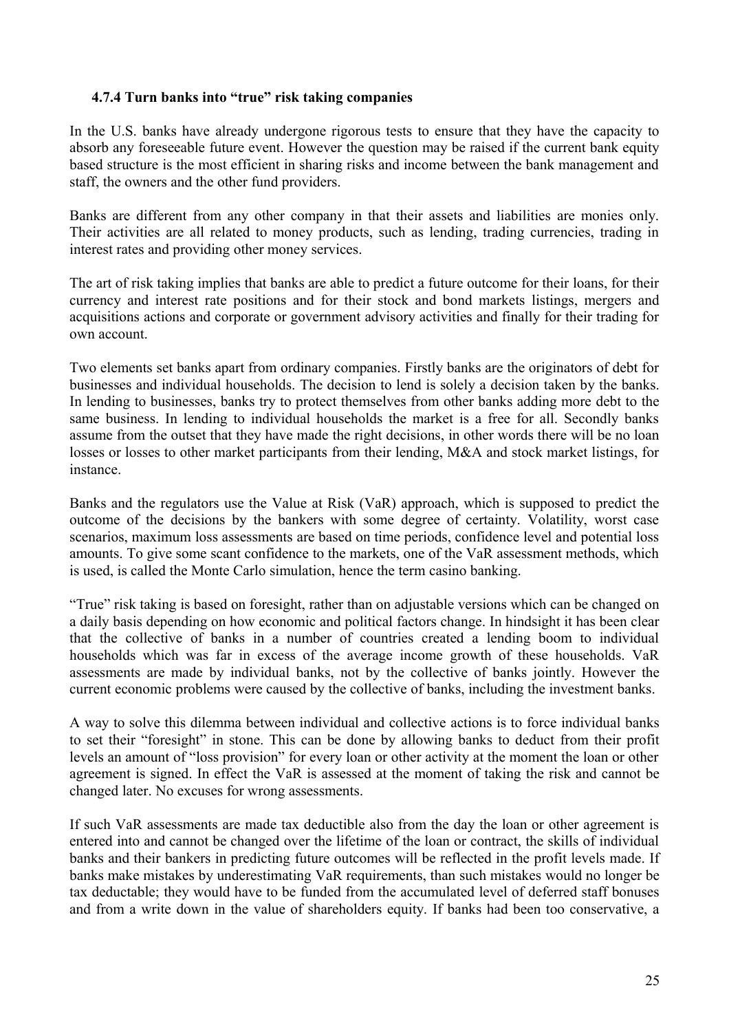#### 4.7.4 Turn banks into "true" risk taking companies

In the U.S. banks have already undergone rigorous tests to ensure that they have the capacity to absorb any foreseeable future event. However the question may be raised if the current bank equity based structure is the most efficient in sharing risks and income between the bank management and staff, the owners and the other fund providers.

Banks are different from any other company in that their assets and liabilities are monies only. Their activities are all related to money products, such as lending, trading currencies, trading in interest rates and providing other money services.

The art of risk taking implies that banks are able to predict a future outcome for their loans, for their currency and interest rate positions and for their stock and bond markets listings, mergers and acquisitions actions and corporate or government advisory activities and finally for their trading for own account.

Two elements set banks apart from ordinary companies. Firstly banks are the originators of debt for businesses and individual households. The decision to lend is solely a decision taken by the banks. In lending to businesses, banks try to protect themselves from other banks adding more debt to the same business. In lending to individual households the market is a free for all. Secondly banks assume from the outset that they have made the right decisions, in other words there will be no loan losses or losses to other market participants from their lending, M&A and stock market listings, for instance.

Banks and the regulators use the Value at Risk (VaR) approach, which is supposed to predict the outcome of the decisions by the bankers with some degree of certainty. Volatility, worst case scenarios, maximum loss assessments are based on time periods, confidence level and potential loss amounts. To give some scant confidence to the markets, one of the VaR assessment methods, which is used, is called the Monte Carlo simulation, hence the term casino banking.

"True" risk taking is based on foresight, rather than on adjustable versions which can be changed on a daily basis depending on how economic and political factors change. In hindsight it has been clear that the collective of banks in a number of countries created a lending boom to individual households which was far in excess of the average income growth of these households. VaR assessments are made by individual banks, not by the collective of banks jointly. However the current economic problems were caused by the collective of banks, including the investment banks.

A way to solve this dilemma between individual and collective actions is to force individual banks to set their "foresight" in stone. This can be done by allowing banks to deduct from their profit levels an amount of "loss provision" for every loan or other activity at the moment the loan or other agreement is signed. In effect the VaR is assessed at the moment of taking the risk and cannot be changed later. No excuses for wrong assessments.

If such VaR assessments are made tax deductible also from the day the loan or other agreement is entered into and cannot be changed over the lifetime of the loan or contract, the skills of individual banks and their bankers in predicting future outcomes will be reflected in the profit levels made. If banks make mistakes by underestimating VaR requirements, than such mistakes would no longer be tax deductable; they would have to be funded from the accumulated level of deferred staff bonuses and from a write down in the value of shareholders equity. If banks had been too conservative, a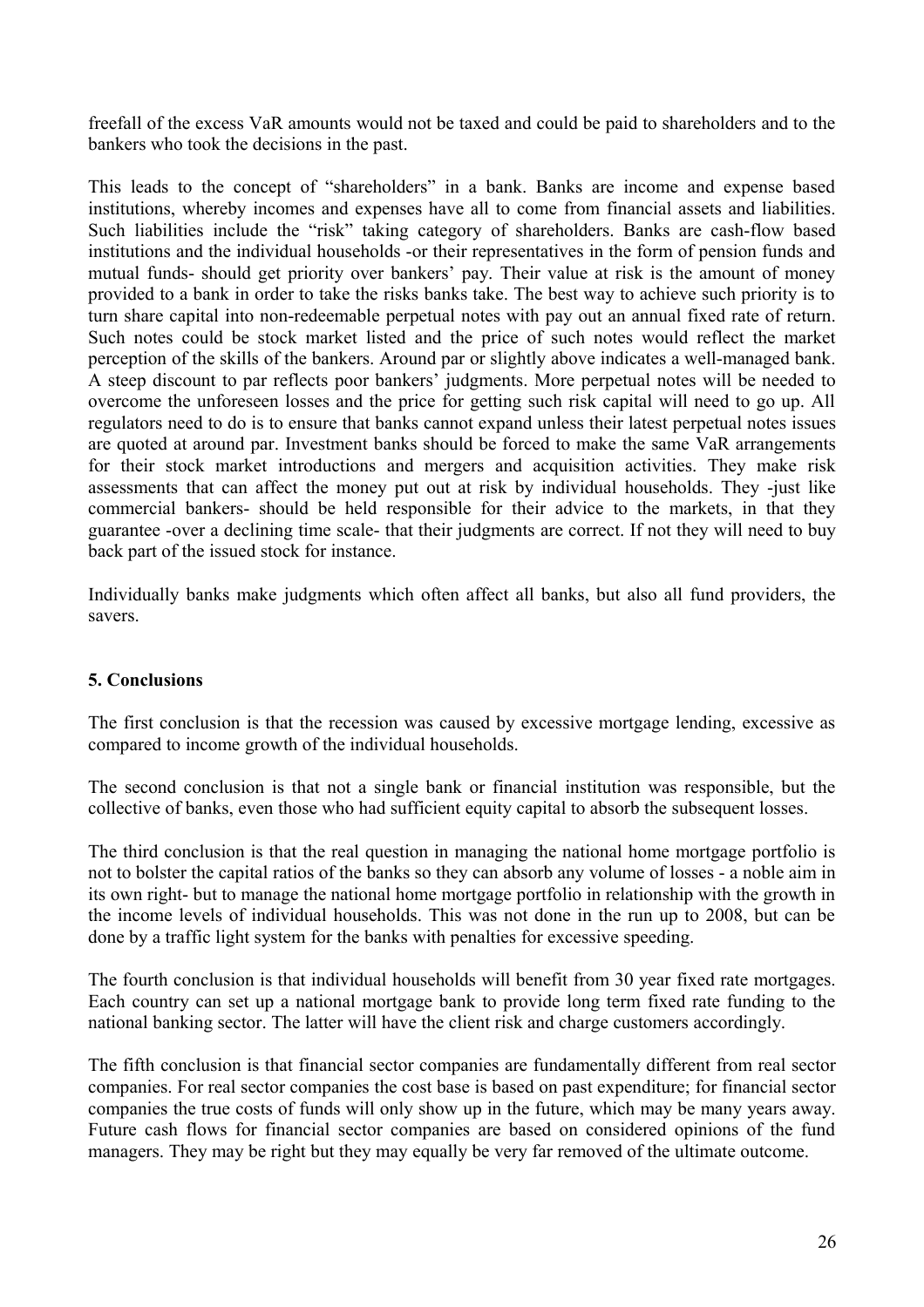freefall of the excess VaR amounts would not be taxed and could be paid to shareholders and to the bankers who took the decisions in the past.

This leads to the concept of "shareholders" in a bank. Banks are income and expense based institutions, whereby incomes and expenses have all to come from financial assets and liabilities. Such liabilities include the "risk" taking category of shareholders. Banks are cash-flow based institutions and the individual households -or their representatives in the form of pension funds and mutual funds- should get priority over bankers' pay. Their value at risk is the amount of money provided to a bank in order to take the risks banks take. The best way to achieve such priority is to turn share capital into non-redeemable perpetual notes with pay out an annual fixed rate of return. Such notes could be stock market listed and the price of such notes would reflect the market perception of the skills of the bankers. Around par or slightly above indicates a well-managed bank. A steep discount to par reflects poor bankers' judgments. More perpetual notes will be needed to overcome the unforeseen losses and the price for getting such risk capital will need to go up. All regulators need to do is to ensure that banks cannot expand unless their latest perpetual notes issues are quoted at around par. Investment banks should be forced to make the same VaR arrangements for their stock market introductions and mergers and acquisition activities. They make risk assessments that can affect the money put out at risk by individual households. They -just like commercial bankers- should be held responsible for their advice to the markets, in that they guarantee -over a declining time scale- that their judgments are correct. If not they will need to buy back part of the issued stock for instance.

Individually banks make judgments which often affect all banks, but also all fund providers, the savers.

## 5. Conclusions

The first conclusion is that the recession was caused by excessive mortgage lending, excessive as compared to income growth of the individual households.

The second conclusion is that not a single bank or financial institution was responsible, but the collective of banks, even those who had sufficient equity capital to absorb the subsequent losses.

The third conclusion is that the real question in managing the national home mortgage portfolio is not to bolster the capital ratios of the banks so they can absorb any volume of losses - a noble aim in its own right- but to manage the national home mortgage portfolio in relationship with the growth in the income levels of individual households. This was not done in the run up to 2008, but can be done by a traffic light system for the banks with penalties for excessive speeding.

The fourth conclusion is that individual households will benefit from 30 year fixed rate mortgages. Each country can set up a national mortgage bank to provide long term fixed rate funding to the national banking sector. The latter will have the client risk and charge customers accordingly.

The fifth conclusion is that financial sector companies are fundamentally different from real sector companies. For real sector companies the cost base is based on past expenditure; for financial sector companies the true costs of funds will only show up in the future, which may be many years away. Future cash flows for financial sector companies are based on considered opinions of the fund managers. They may be right but they may equally be very far removed of the ultimate outcome.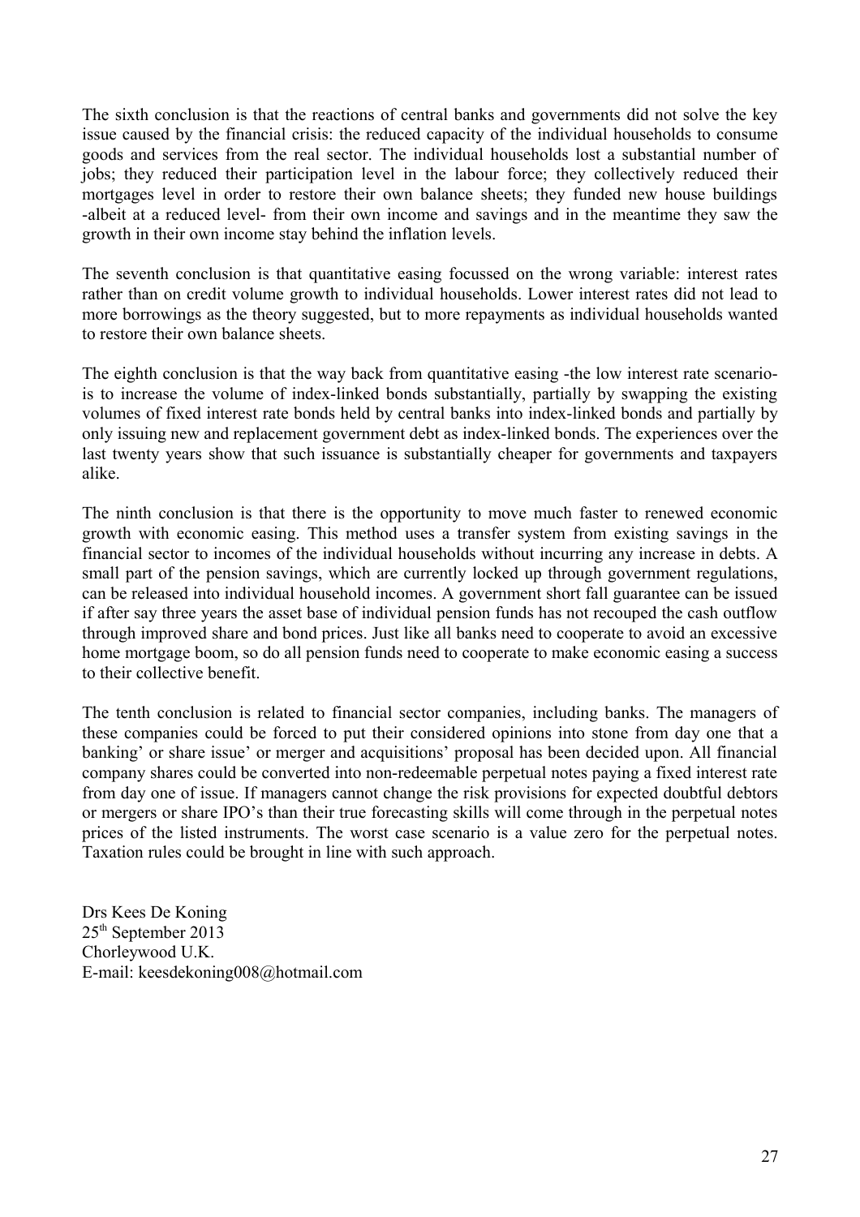The sixth conclusion is that the reactions of central banks and governments did not solve the key issue caused by the financial crisis: the reduced capacity of the individual households to consume goods and services from the real sector. The individual households lost a substantial number of jobs; they reduced their participation level in the labour force; they collectively reduced their mortgages level in order to restore their own balance sheets; they funded new house buildings -albeit at a reduced level- from their own income and savings and in the meantime they saw the growth in their own income stay behind the inflation levels.

The seventh conclusion is that quantitative easing focussed on the wrong variable: interest rates rather than on credit volume growth to individual households. Lower interest rates did not lead to more borrowings as the theory suggested, but to more repayments as individual households wanted to restore their own balance sheets.

The eighth conclusion is that the way back from quantitative easing -the low interest rate scenario- is to increase the volume of index-linked bonds substantially, partially by swapping the existing volumes of fixed interest rate bonds held by central banks into index-linked bonds and partially by only issuing new and replacement government debt as index-linked bonds. The experiences over the last twenty years show that such issuance is substantially cheaper for governments and taxpayers alike.

The ninth conclusion is that there is the opportunity to move much faster to renewed economic growth with economic easing. This method uses a transfer system from existing savings in the financial sector to incomes of the individual households without incurring any increase in debts. A small part of the pension savings, which are currently locked up through government regulations, can be released into individual household incomes. A government short fall guarantee can be issued if after say three years the asset base of individual pension funds has not recouped the cash outflow through improved share and bond prices. Just like all banks need to cooperate to avoid an excessive home mortgage boom, so do all pension funds need to cooperate to make economic easing a success to their collective benefit.

The tenth conclusion is related to financial sector companies, including banks. The managers of these companies could be forced to put their considered opinions into stone from day one that a banking' or share issue' or merger and acquisitions' proposal has been decided upon. All financial company shares could be converted into non-redeemable perpetual notes paying a fixed interest rate from day one of issue. If managers cannot change the risk provisions for expected doubtful debtors or mergers or share IPO's than their true forecasting skills will come through in the perpetual notes prices of the listed instruments. The worst case scenario is a value zero for the perpetual notes. Taxation rules could be brought in line with such approach.

Drs Kees De Koning  
25th September 2013  
Chorleywood U.K.  
E-mail: keesdekoning008@hotmail.com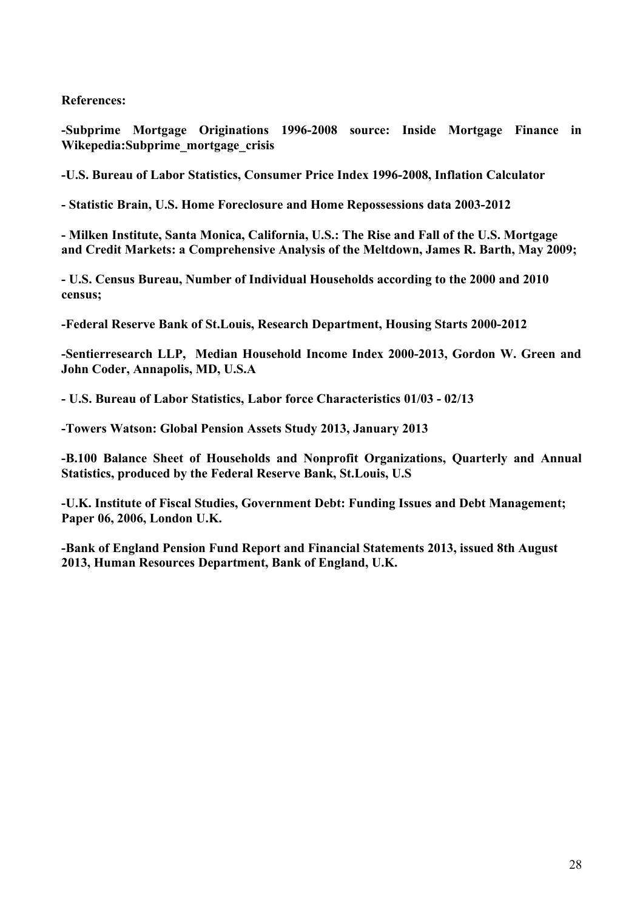**References:**

**-Subprime Mortgage Originations 1996-2008 source: Inside Mortgage Finance in Wikepedia:Subprime_mortgage_crisis**

**-U.S. Bureau of Labor Statistics, Consumer Price Index 1996-2008, Inflation Calculator**

**- Statistic Brain, U.S. Home Foreclosure and Home Repossessions data 2003-2012**

**- Milken Institute, Santa Monica, California, U.S.: The Rise and Fall of the U.S. Mortgage and Credit Markets: a Comprehensive Analysis of the Meltdown, James R. Barth, May 2009;**

**- U.S. Census Bureau, Number of Individual Households according to the 2000 and 2010 census;**

**-Federal Reserve Bank of St.Louis, Research Department, Housing Starts 2000-2012**

**-Sentierresearch LLP, Median Household Income Index 2000-2013, Gordon W. Green and John Coder, Annapolis, MD, U.S.A**

**- U.S. Bureau of Labor Statistics, Labor force Characteristics 01/03 - 02/13**

**-Towers Watson: Global Pension Assets Study 2013, January 2013**

**-B.100 Balance Sheet of Households and Nonprofit Organizations, Quarterly and Annual Statistics, produced by the Federal Reserve Bank, St.Louis, U.S**

**-U.K. Institute of Fiscal Studies, Government Debt: Funding Issues and Debt Management; Paper 06, 2006, London U.K.**

**-Bank of England Pension Fund Report and Financial Statements 2013, issued 8th August 2013, Human Resources Department, Bank of England, U.K.**